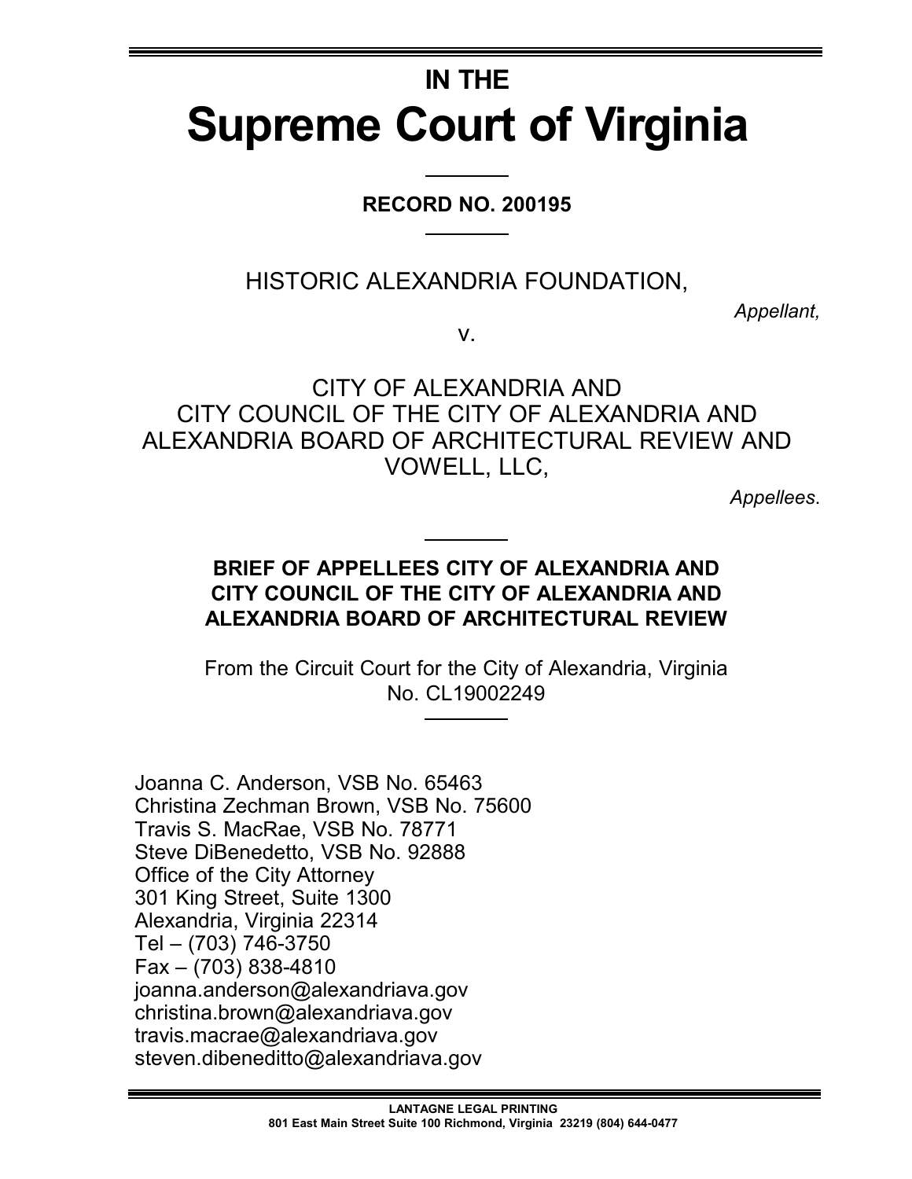# IN THE
# Supreme Court of Virginia

**RECORD NO. 200195**

HISTORIC ALEXANDRIA FOUNDATION,

*Appellant,*

v.

CITY OF ALEXANDRIA AND
CITY COUNCIL OF THE CITY OF ALEXANDRIA AND
ALEXANDRIA BOARD OF ARCHITECTURAL REVIEW AND
VOWELL, LLC,

*Appellees*.

**BRIEF OF APPELLEES CITY OF ALEXANDRIA AND CITY COUNCIL OF THE CITY OF ALEXANDRIA AND ALEXANDRIA BOARD OF ARCHITECTURAL REVIEW**

From the Circuit Court for the City of Alexandria, Virginia
No. CL19002249

Joanna C. Anderson, VSB No. 65463
Christina Zechman Brown, VSB No. 75600
Travis S. MacRae, VSB No. 78771
Steve DiBenedetto, VSB No. 92888
Office of the City Attorney
301 King Street, Suite 1300
Alexandria, Virginia 22314
Tel – (703) 746-3750
Fax – (703) 838-4810
joanna.anderson@alexandriava.gov
christina.brown@alexandriava.gov
travis.macrae@alexandriava.gov
steven.dibeneditto@alexandriava.gov

LANTAGNE LEGAL PRINTING
801 East Main Street Suite 100 Richmond, Virginia 23219 (804) 644-0477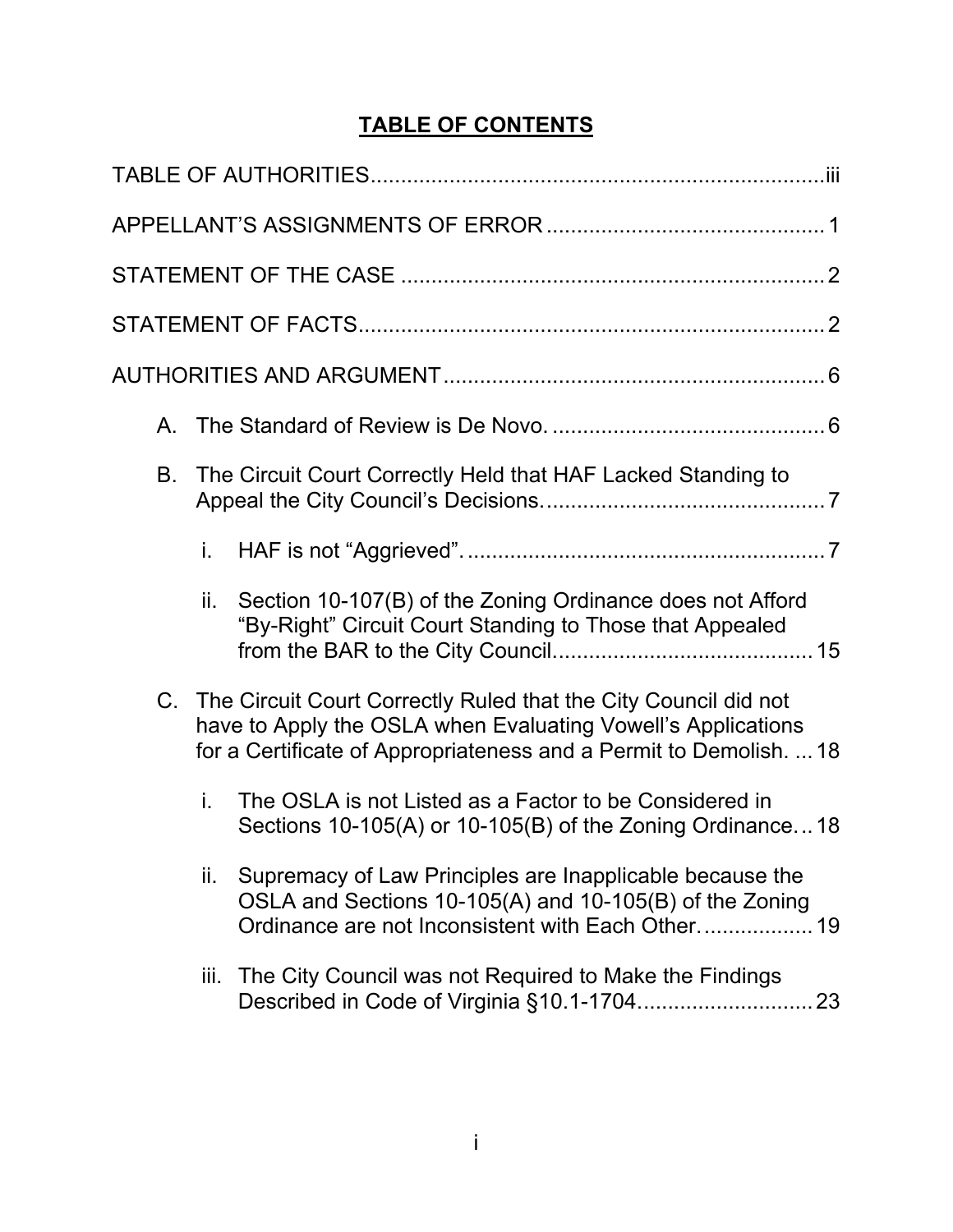# TABLE OF CONTENTS

TABLE OF AUTHORITIES ........................................................................ iii

APPELLANT'S ASSIGNMENTS OF ERROR ........................................... 1

STATEMENT OF THE CASE ................................................................... 2

STATEMENT OF FACTS .......................................................................... 2

AUTHORITIES AND ARGUMENT ............................................................ 6

- A. The Standard of Review is De Novo. ............................................ 6
- B. The Circuit Court Correctly Held that HAF Lacked Standing to Appeal the City Council's Decisions. .............................................. 7
  - i. HAF is not "Aggrieved". ........................................................... 7
  - ii. Section 10-107(B) of the Zoning Ordinance does not Afford "By-Right" Circuit Court Standing to Those that Appealed from the BAR to the City Council. .......................................... 15
- C. The Circuit Court Correctly Ruled that the City Council did not have to Apply the OSLA when Evaluating Vowell's Applications for a Certificate of Appropriateness and a Permit to Demolish. ... 18
  - i. The OSLA is not Listed as a Factor to be Considered in Sections 10-105(A) or 10-105(B) of the Zoning Ordinance. .. 18
  - ii. Supremacy of Law Principles are Inapplicable because the OSLA and Sections 10-105(A) and 10-105(B) of the Zoning Ordinance are not Inconsistent with Each Other. .................. 19
  - iii. The City Council was not Required to Make the Findings Described in Code of Virginia §10.1-1704. ............................ 23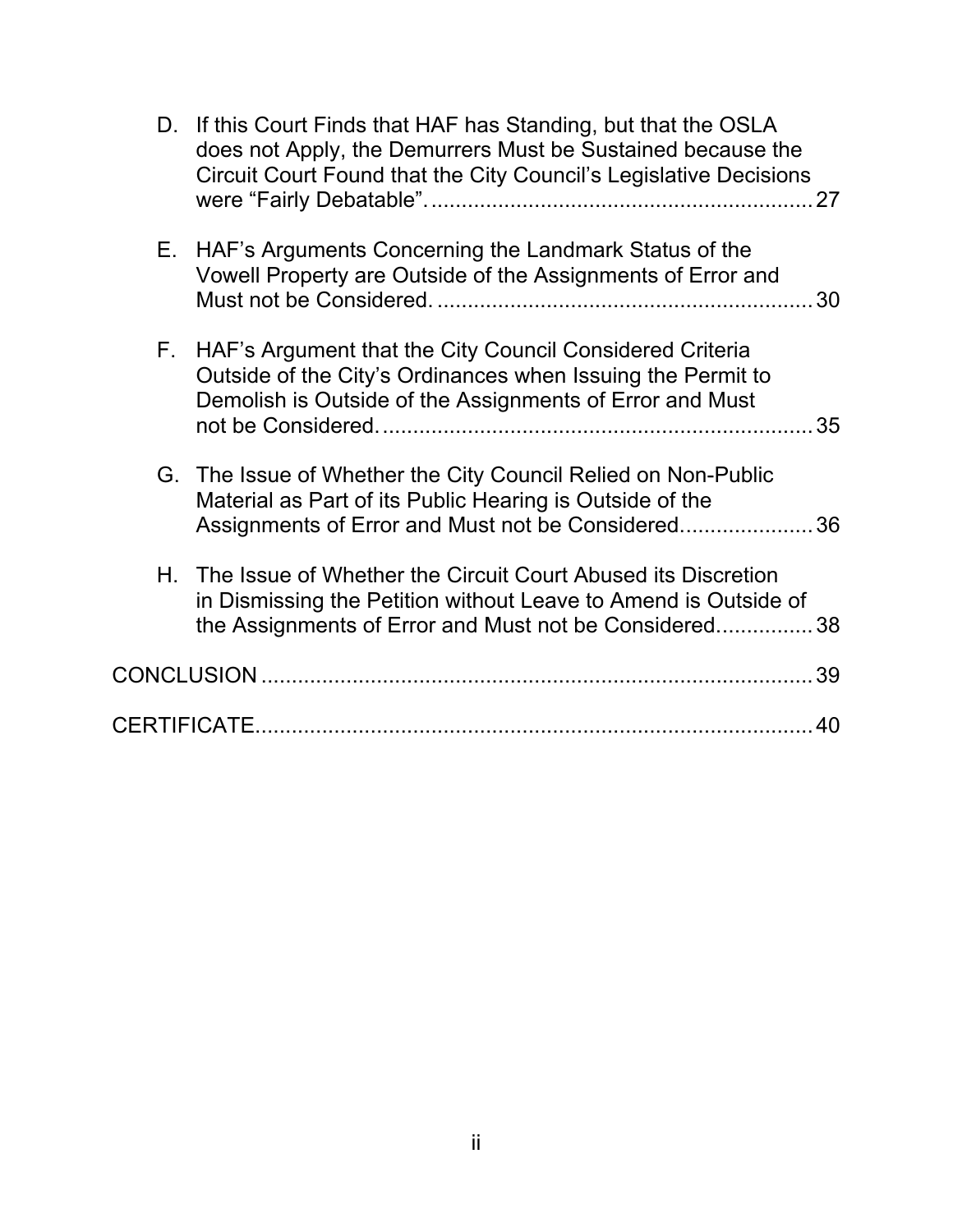D. If this Court Finds that HAF has Standing, but that the OSLA does not Apply, the Demurrers Must be Sustained because the Circuit Court Found that the City Council's Legislative Decisions were "Fairly Debatable". ................................................................ 27

E. HAF's Arguments Concerning the Landmark Status of the Vowell Property are Outside of the Assignments of Error and Must not be Considered. ............................................................ 30

F. HAF's Argument that the City Council Considered Criteria Outside of the City's Ordinances when Issuing the Permit to Demolish is Outside of the Assignments of Error and Must not be Considered. ....................................................................... 35

G. The Issue of Whether the City Council Relied on Non-Public Material as Part of its Public Hearing is Outside of the Assignments of Error and Must not be Considered. ..................... 36

H. The Issue of Whether the Circuit Court Abused its Discretion in Dismissing the Petition without Leave to Amend is Outside of the Assignments of Error and Must not be Considered. ............... 38

CONCLUSION ........................................................................................... 39

CERTIFICATE............................................................................................ 40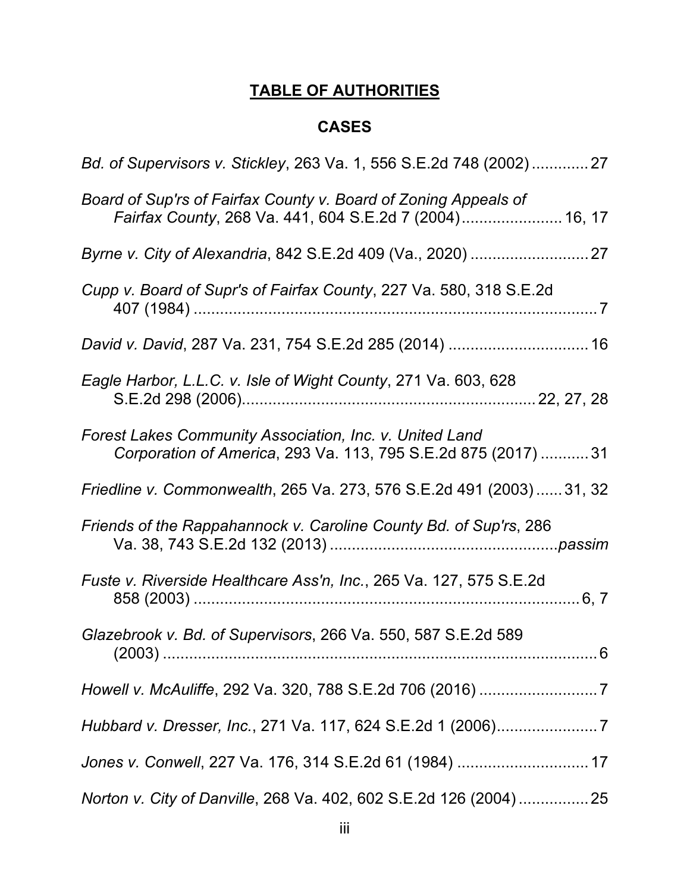# TABLE OF AUTHORITIES

## CASES

*Bd. of Supervisors v. Stickley*, 263 Va. 1, 556 S.E.2d 748 (2002) ............. 27

*Board of Sup'rs of Fairfax County v. Board of Zoning Appeals of Fairfax County*, 268 Va. 441, 604 S.E.2d 7 (2004) ....................... 16, 17

*Byrne v. City of Alexandria*, 842 S.E.2d 409 (Va., 2020) ........................... 27

*Cupp v. Board of Supr's of Fairfax County*, 227 Va. 580, 318 S.E.2d 407 (1984) ............................................................................................ 7

*David v. David*, 287 Va. 231, 754 S.E.2d 285 (2014) ................................ 16

*Eagle Harbor, L.L.C. v. Isle of Wight County*, 271 Va. 603, 628 S.E.2d 298 (2006)................................................................... 22, 27, 28

*Forest Lakes Community Association, Inc. v. United Land Corporation of America*, 293 Va. 113, 795 S.E.2d 875 (2017) ........... 31

*Friedline v. Commonwealth*, 265 Va. 273, 576 S.E.2d 491 (2003) ...... 31, 32

*Friends of the Rappahannock v. Caroline County Bd. of Sup'rs*, 286 Va. 38, 743 S.E.2d 132 (2013) ....................................................*passim*

*Fuste v. Riverside Healthcare Ass'n, Inc.*, 265 Va. 127, 575 S.E.2d 858 (2003) .......................................................................................... 6, 7

*Glazebrook v. Bd. of Supervisors*, 266 Va. 550, 587 S.E.2d 589 (2003) ..................................................................................................... 6

*Howell v. McAuliffe*, 292 Va. 320, 788 S.E.2d 706 (2016) ........................... 7

*Hubbard v. Dresser, Inc.*, 271 Va. 117, 624 S.E.2d 1 (2006)....................... 7

*Jones v. Conwell*, 227 Va. 176, 314 S.E.2d 61 (1984) .............................. 17

*Norton v. City of Danville*, 268 Va. 402, 602 S.E.2d 126 (2004) ................ 25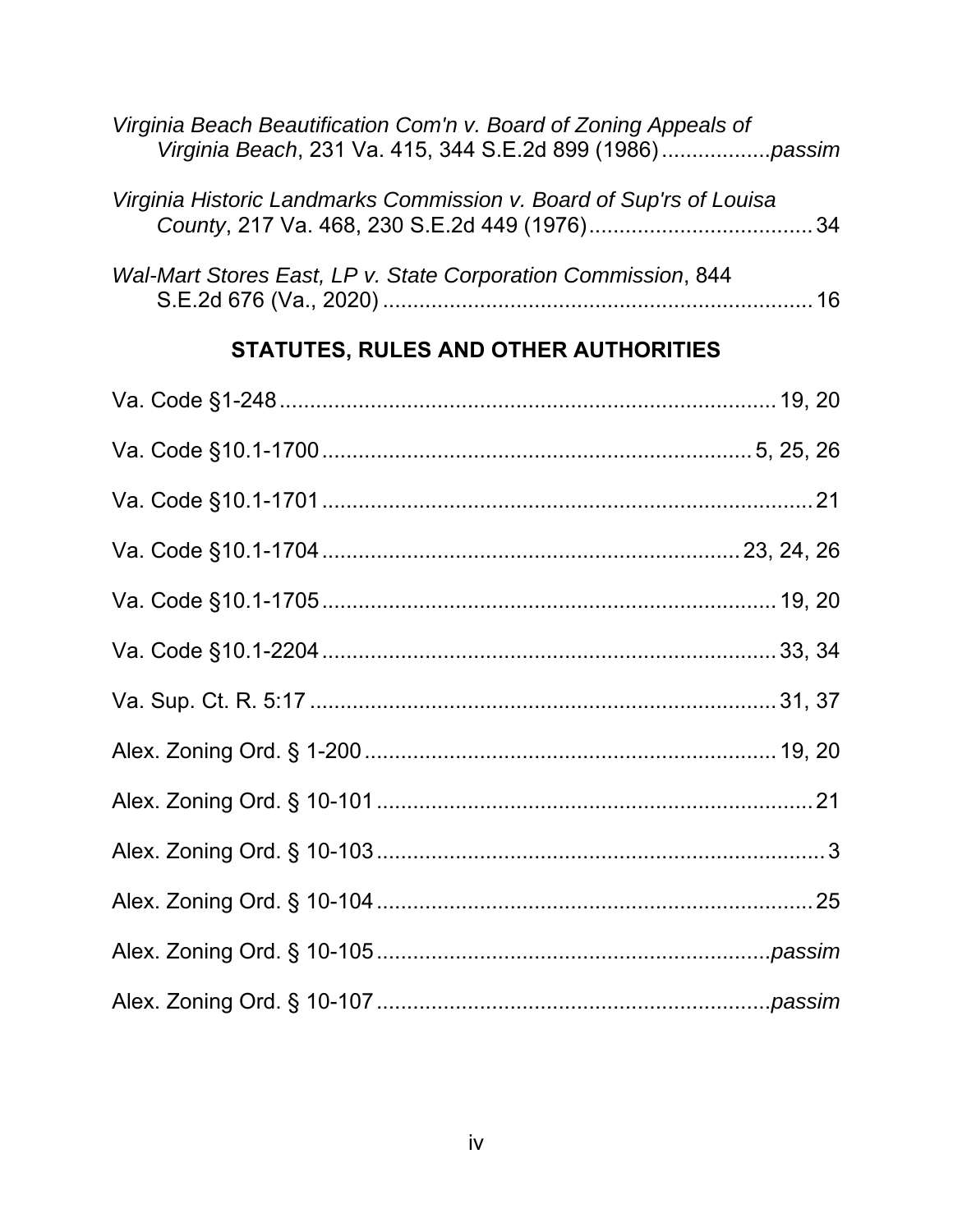*Virginia Beach Beautification Com'n v. Board of Zoning Appeals of Virginia Beach*, 231 Va. 415, 344 S.E.2d 899 (1986) .................. *passim*

*Virginia Historic Landmarks Commission v. Board of Sup'rs of Louisa County*, 217 Va. 468, 230 S.E.2d 449 (1976) ..................................... 34

*Wal-Mart Stores East, LP v. State Corporation Commission*, 844 S.E.2d 676 (Va., 2020) ....................................................................... 16

## STATUTES, RULES AND OTHER AUTHORITIES

Va. Code §1-248 ................................................................................ 19, 20

Va. Code §10.1-1700 ..................................................................... 5, 25, 26

Va. Code §10.1-1701 ................................................................................ 21

Va. Code §10.1-1704 .................................................................. 23, 24, 26

Va. Code §10.1-1705 ........................................................................ 19, 20

Va. Code §10.1-2204 ........................................................................ 33, 34

Va. Sup. Ct. R. 5:17 .......................................................................... 31, 37

Alex. Zoning Ord. § 1-200 ................................................................. 19, 20

Alex. Zoning Ord. § 10-101 ....................................................................... 21

Alex. Zoning Ord. § 10-103 ......................................................................... 3

Alex. Zoning Ord. § 10-104 ....................................................................... 25

Alex. Zoning Ord. § 10-105 ................................................................ *passim*

Alex. Zoning Ord. § 10-107 ................................................................ *passim*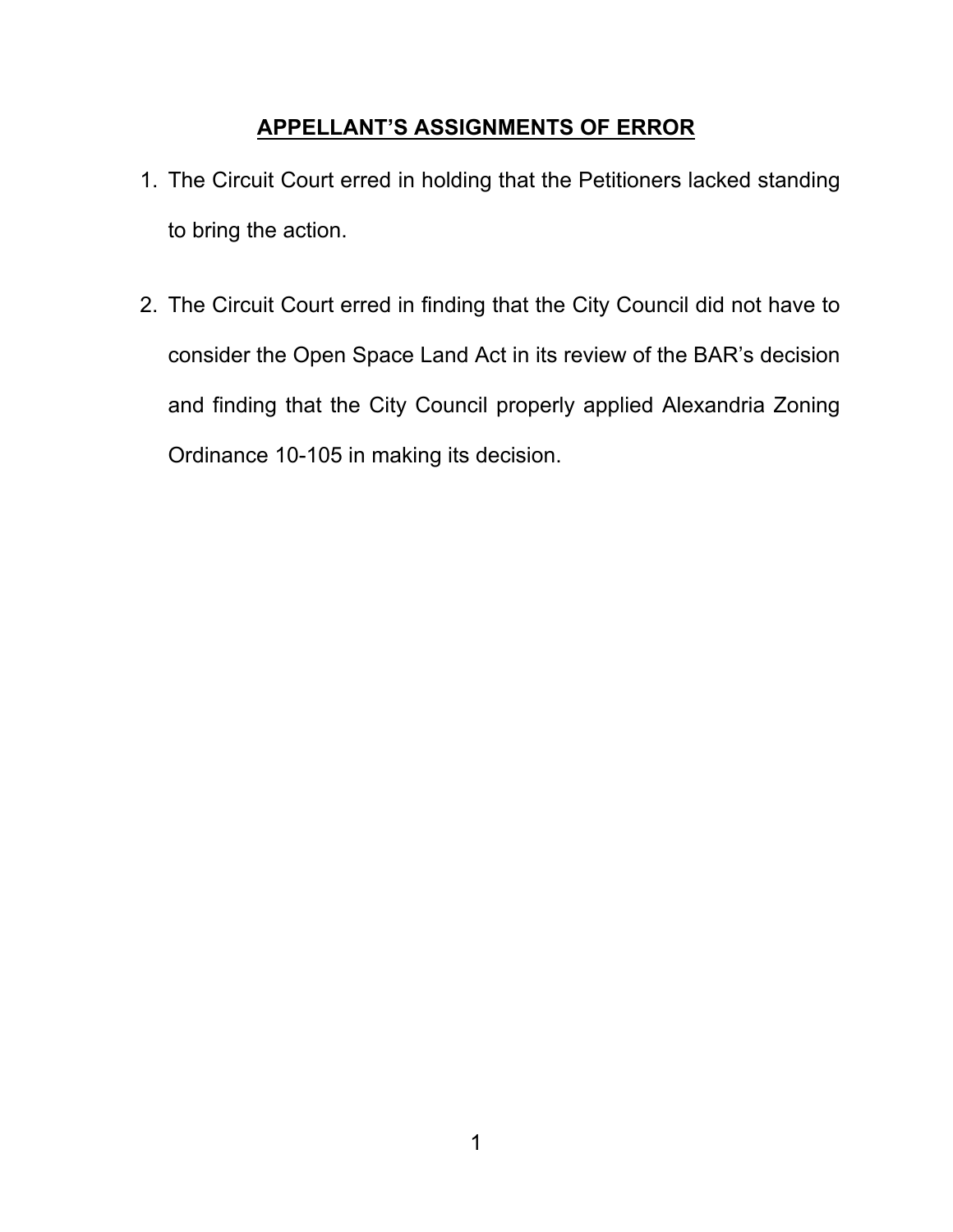## **APPELLANT'S ASSIGNMENTS OF ERROR**

1. The Circuit Court erred in holding that the Petitioners lacked standing to bring the action.

2. The Circuit Court erred in finding that the City Council did not have to consider the Open Space Land Act in its review of the BAR's decision and finding that the City Council properly applied Alexandria Zoning Ordinance 10-105 in making its decision.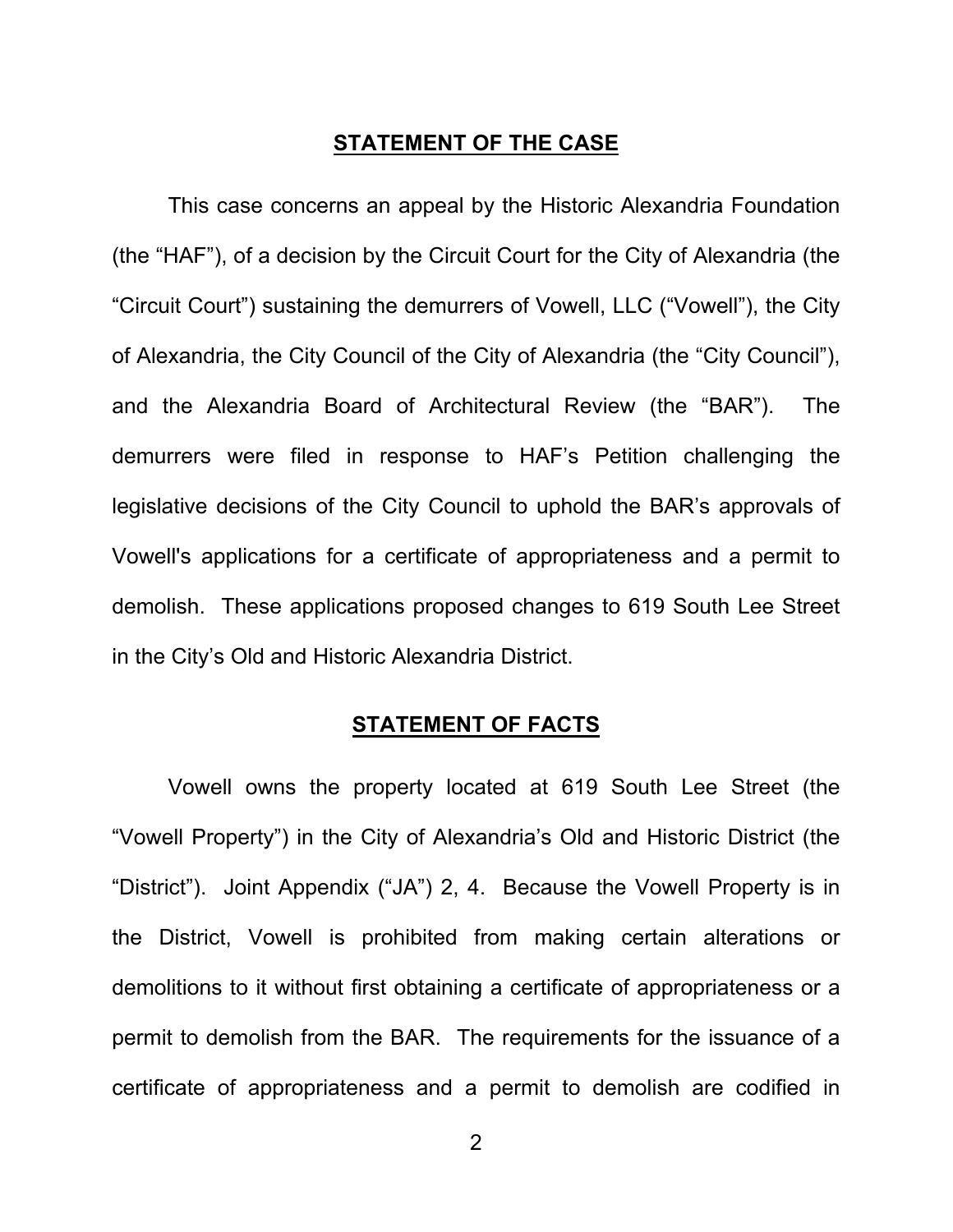## STATEMENT OF THE CASE

This case concerns an appeal by the Historic Alexandria Foundation (the "HAF"), of a decision by the Circuit Court for the City of Alexandria (the "Circuit Court") sustaining the demurrers of Vowell, LLC ("Vowell"), the City of Alexandria, the City Council of the City of Alexandria (the "City Council"), and the Alexandria Board of Architectural Review (the "BAR"). The demurrers were filed in response to HAF's Petition challenging the legislative decisions of the City Council to uphold the BAR's approvals of Vowell's applications for a certificate of appropriateness and a permit to demolish. These applications proposed changes to 619 South Lee Street in the City's Old and Historic Alexandria District.

## STATEMENT OF FACTS

Vowell owns the property located at 619 South Lee Street (the "Vowell Property") in the City of Alexandria's Old and Historic District (the "District"). Joint Appendix ("JA") 2, 4. Because the Vowell Property is in the District, Vowell is prohibited from making certain alterations or demolitions to it without first obtaining a certificate of appropriateness or a permit to demolish from the BAR. The requirements for the issuance of a certificate of appropriateness and a permit to demolish are codified in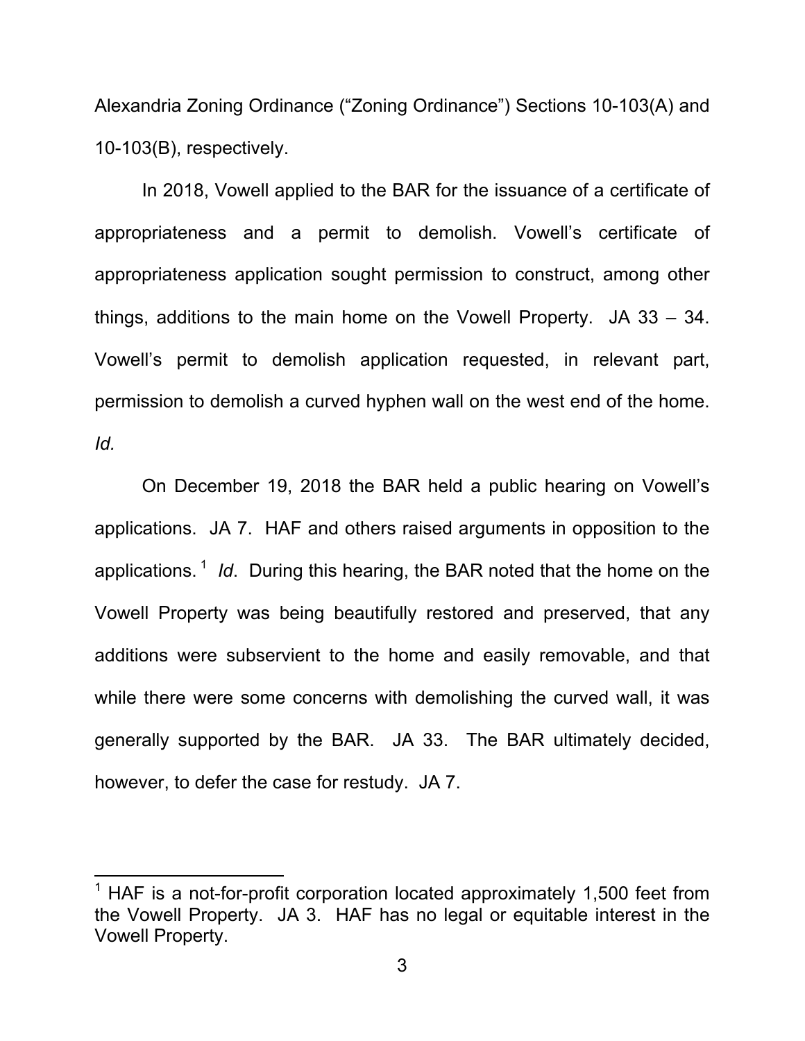Alexandria Zoning Ordinance ("Zoning Ordinance") Sections 10-103(A) and 10-103(B), respectively.

In 2018, Vowell applied to the BAR for the issuance of a certificate of appropriateness and a permit to demolish. Vowell's certificate of appropriateness application sought permission to construct, among other things, additions to the main home on the Vowell Property. JA 33 – 34. Vowell's permit to demolish application requested, in relevant part, permission to demolish a curved hyphen wall on the west end of the home. *Id.*

On December 19, 2018 the BAR held a public hearing on Vowell's applications. JA 7. HAF and others raised arguments in opposition to the applications.[1] *Id*. During this hearing, the BAR noted that the home on the Vowell Property was being beautifully restored and preserved, that any additions were subservient to the home and easily removable, and that while there were some concerns with demolishing the curved wall, it was generally supported by the BAR. JA 33. The BAR ultimately decided, however, to defer the case for restudy. JA 7.

---

[1] HAF is a not-for-profit corporation located approximately 1,500 feet from the Vowell Property. JA 3. HAF has no legal or equitable interest in the Vowell Property.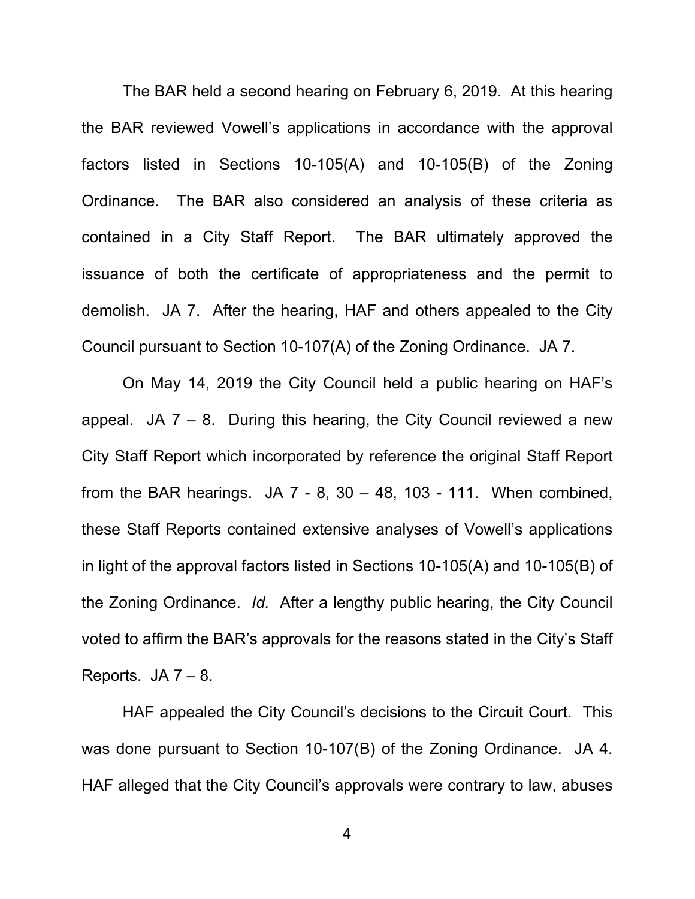The BAR held a second hearing on February 6, 2019. At this hearing the BAR reviewed Vowell's applications in accordance with the approval factors listed in Sections 10-105(A) and 10-105(B) of the Zoning Ordinance. The BAR also considered an analysis of these criteria as contained in a City Staff Report. The BAR ultimately approved the issuance of both the certificate of appropriateness and the permit to demolish. JA 7. After the hearing, HAF and others appealed to the City Council pursuant to Section 10-107(A) of the Zoning Ordinance. JA 7.

On May 14, 2019 the City Council held a public hearing on HAF's appeal. JA 7 – 8. During this hearing, the City Council reviewed a new City Staff Report which incorporated by reference the original Staff Report from the BAR hearings. JA 7 - 8, 30 – 48, 103 - 111. When combined, these Staff Reports contained extensive analyses of Vowell's applications in light of the approval factors listed in Sections 10-105(A) and 10-105(B) of the Zoning Ordinance. *Id.* After a lengthy public hearing, the City Council voted to affirm the BAR's approvals for the reasons stated in the City's Staff Reports. JA 7 – 8.

HAF appealed the City Council's decisions to the Circuit Court. This was done pursuant to Section 10-107(B) of the Zoning Ordinance. JA 4. HAF alleged that the City Council's approvals were contrary to law, abuses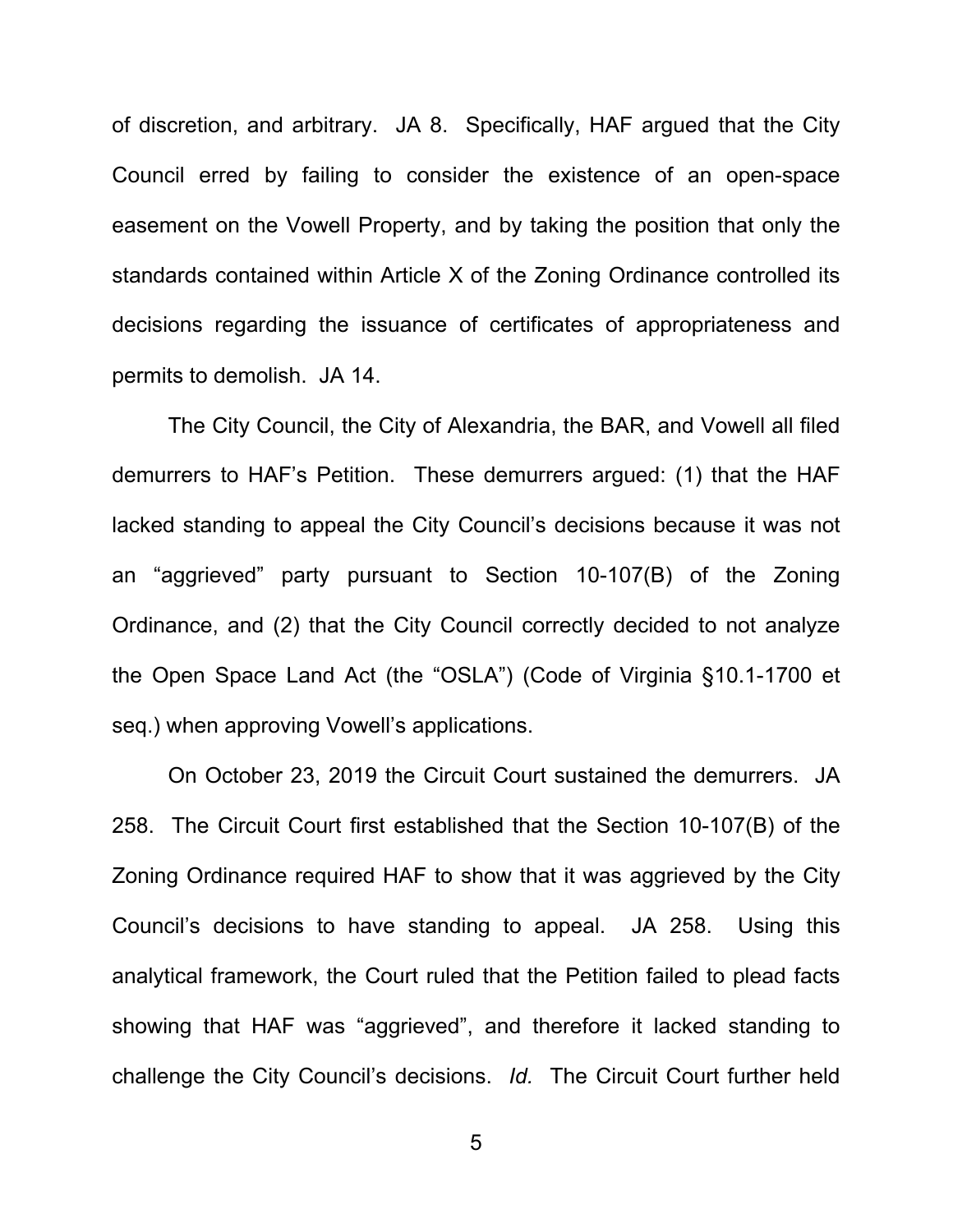of discretion, and arbitrary. JA 8. Specifically, HAF argued that the City Council erred by failing to consider the existence of an open-space easement on the Vowell Property, and by taking the position that only the standards contained within Article X of the Zoning Ordinance controlled its decisions regarding the issuance of certificates of appropriateness and permits to demolish. JA 14.

The City Council, the City of Alexandria, the BAR, and Vowell all filed demurrers to HAF's Petition. These demurrers argued: (1) that the HAF lacked standing to appeal the City Council's decisions because it was not an "aggrieved" party pursuant to Section 10-107(B) of the Zoning Ordinance, and (2) that the City Council correctly decided to not analyze the Open Space Land Act (the "OSLA") (Code of Virginia §10.1-1700 et seq.) when approving Vowell's applications.

On October 23, 2019 the Circuit Court sustained the demurrers. JA 258. The Circuit Court first established that the Section 10-107(B) of the Zoning Ordinance required HAF to show that it was aggrieved by the City Council's decisions to have standing to appeal. JA 258. Using this analytical framework, the Court ruled that the Petition failed to plead facts showing that HAF was "aggrieved", and therefore it lacked standing to challenge the City Council's decisions. *Id.* The Circuit Court further held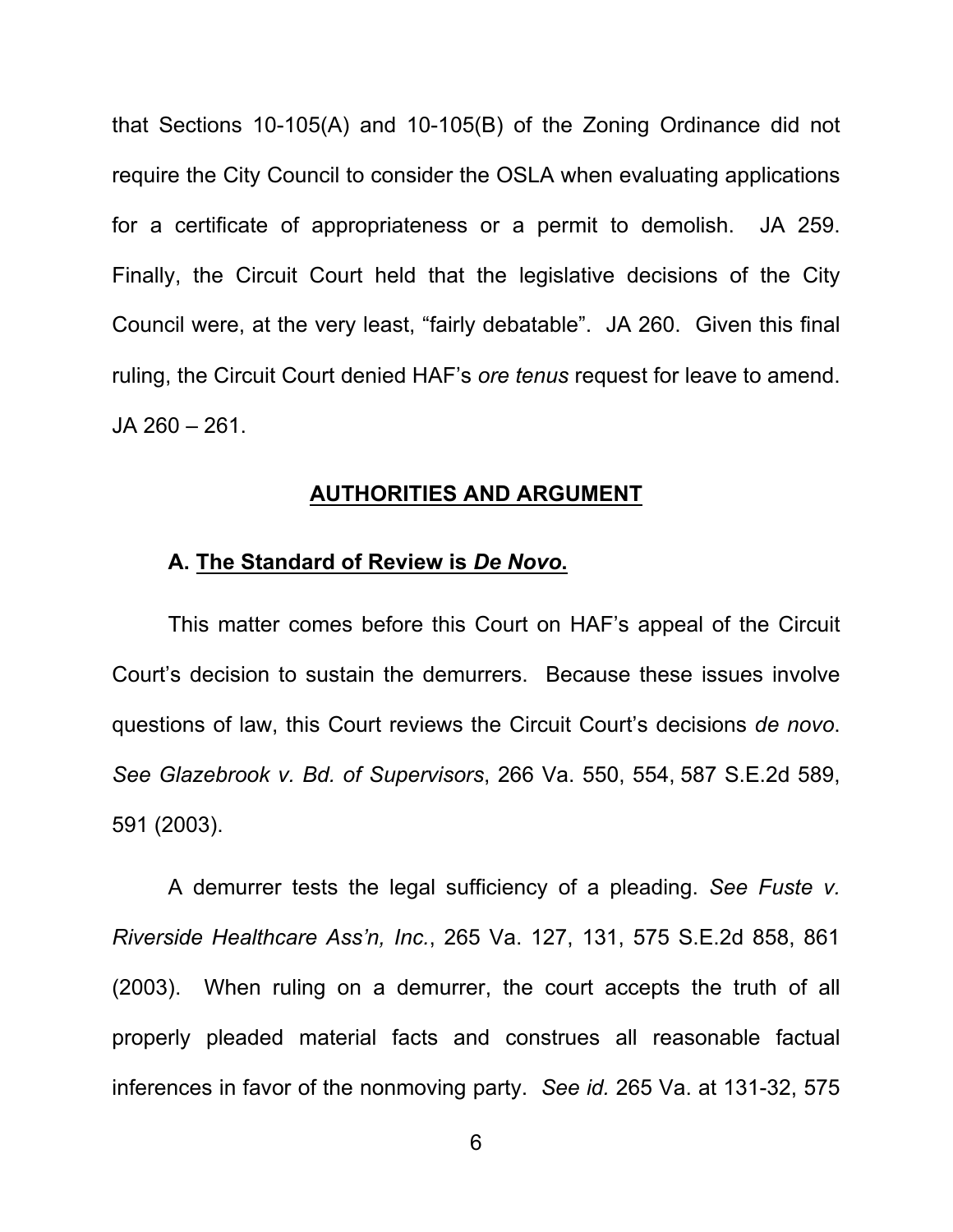that Sections 10-105(A) and 10-105(B) of the Zoning Ordinance did not require the City Council to consider the OSLA when evaluating applications for a certificate of appropriateness or a permit to demolish. JA 259. Finally, the Circuit Court held that the legislative decisions of the City Council were, at the very least, "fairly debatable". JA 260. Given this final ruling, the Circuit Court denied HAF's *ore tenus* request for leave to amend. JA 260 – 261.

## AUTHORITIES AND ARGUMENT

### A. The Standard of Review is *De Novo*.

This matter comes before this Court on HAF's appeal of the Circuit Court's decision to sustain the demurrers. Because these issues involve questions of law, this Court reviews the Circuit Court's decisions *de novo*. *See Glazebrook v. Bd. of Supervisors*, 266 Va. 550, 554, 587 S.E.2d 589, 591 (2003).

A demurrer tests the legal sufficiency of a pleading. *See Fuste v. Riverside Healthcare Ass'n, Inc.*, 265 Va. 127, 131, 575 S.E.2d 858, 861 (2003). When ruling on a demurrer, the court accepts the truth of all properly pleaded material facts and construes all reasonable factual inferences in favor of the nonmoving party. *See id.* 265 Va. at 131-32, 575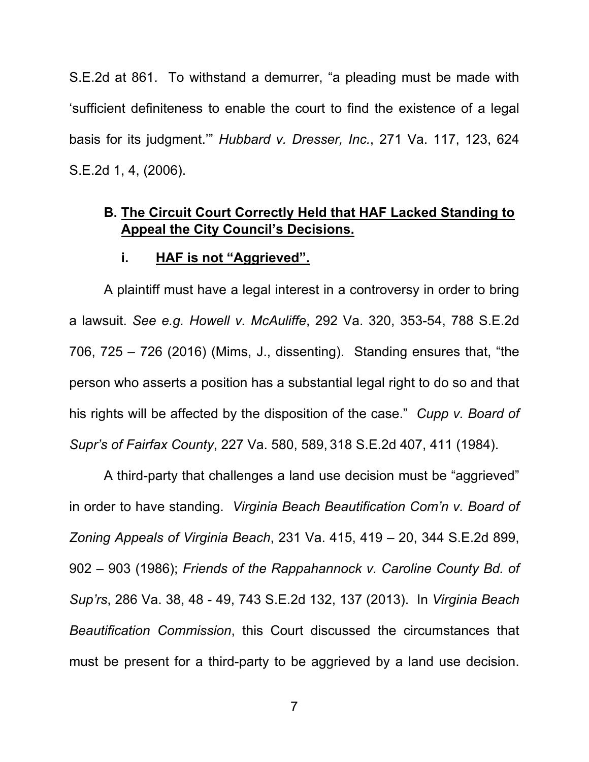S.E.2d at 861. To withstand a demurrer, "a pleading must be made with 'sufficient definiteness to enable the court to find the existence of a legal basis for its judgment.'" *Hubbard v. Dresser, Inc.*, 271 Va. 117, 123, 624 S.E.2d 1, 4, (2006).

### B. <u>The Circuit Court Correctly Held that HAF Lacked Standing to Appeal the City Council's Decisions.</u>

#### i. <u>HAF is not "Aggrieved".</u>

A plaintiff must have a legal interest in a controversy in order to bring a lawsuit. *See e.g. Howell v. McAuliffe*, 292 Va. 320, 353-54, 788 S.E.2d 706, 725 – 726 (2016) (Mims, J., dissenting). Standing ensures that, "the person who asserts a position has a substantial legal right to do so and that his rights will be affected by the disposition of the case." *Cupp v. Board of Supr's of Fairfax County*, 227 Va. 580, 589, 318 S.E.2d 407, 411 (1984).

A third-party that challenges a land use decision must be "aggrieved" in order to have standing. *Virginia Beach Beautification Com'n v. Board of Zoning Appeals of Virginia Beach*, 231 Va. 415, 419 – 20, 344 S.E.2d 899, 902 – 903 (1986); *Friends of the Rappahannock v. Caroline County Bd. of Sup'rs*, 286 Va. 38, 48 - 49, 743 S.E.2d 132, 137 (2013). In *Virginia Beach Beautification Commission*, this Court discussed the circumstances that must be present for a third-party to be aggrieved by a land use decision.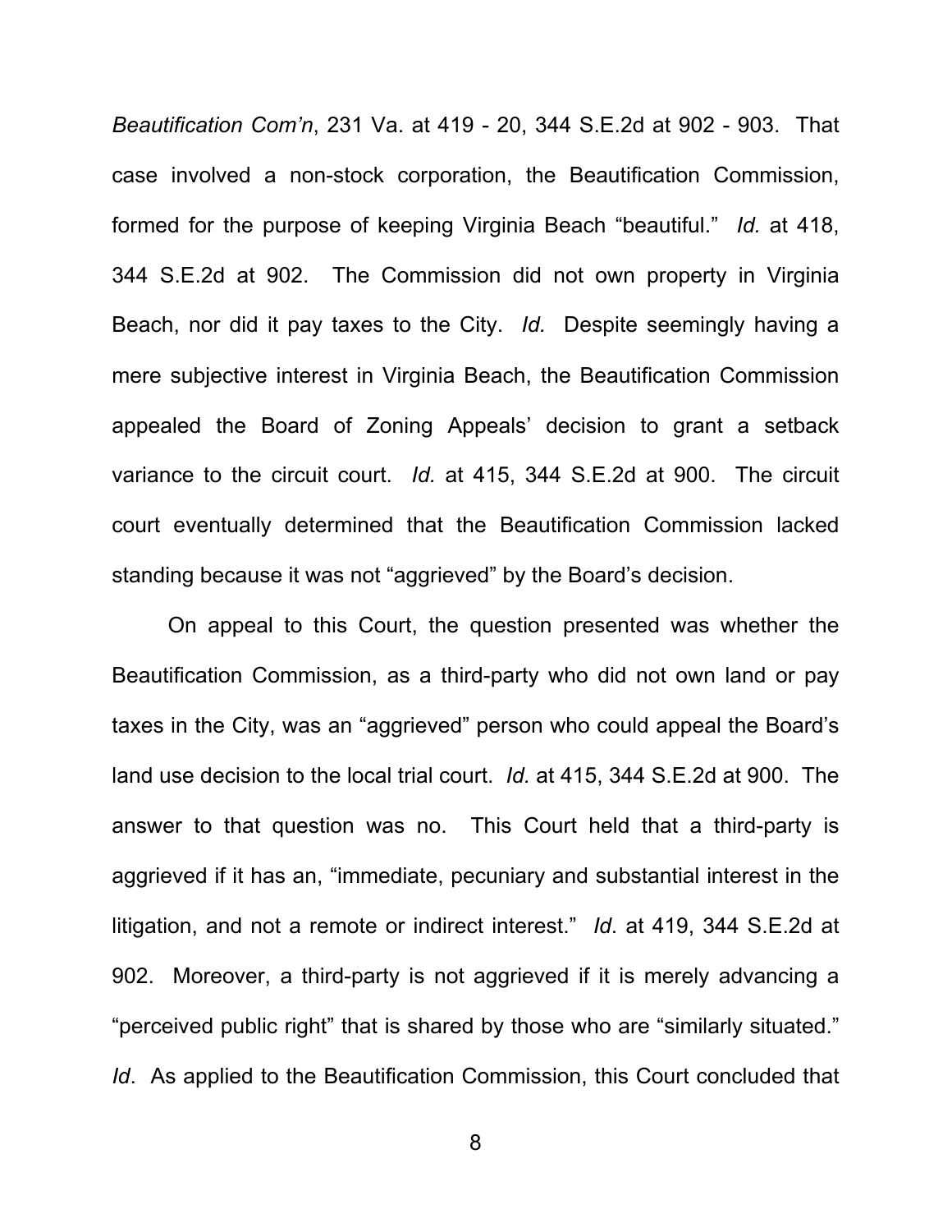*Beautification Com'n*, 231 Va. at 419 - 20, 344 S.E.2d at 902 - 903. That case involved a non-stock corporation, the Beautification Commission, formed for the purpose of keeping Virginia Beach "beautiful." *Id.* at 418, 344 S.E.2d at 902. The Commission did not own property in Virginia Beach, nor did it pay taxes to the City. *Id.* Despite seemingly having a mere subjective interest in Virginia Beach, the Beautification Commission appealed the Board of Zoning Appeals' decision to grant a setback variance to the circuit court. *Id.* at 415, 344 S.E.2d at 900. The circuit court eventually determined that the Beautification Commission lacked standing because it was not "aggrieved" by the Board's decision.

On appeal to this Court, the question presented was whether the Beautification Commission, as a third-party who did not own land or pay taxes in the City, was an "aggrieved" person who could appeal the Board's land use decision to the local trial court. *Id.* at 415, 344 S.E.2d at 900. The answer to that question was no. This Court held that a third-party is aggrieved if it has an, "immediate, pecuniary and substantial interest in the litigation, and not a remote or indirect interest." *Id*. at 419, 344 S.E.2d at 902. Moreover, a third-party is not aggrieved if it is merely advancing a "perceived public right" that is shared by those who are "similarly situated." *Id*. As applied to the Beautification Commission, this Court concluded that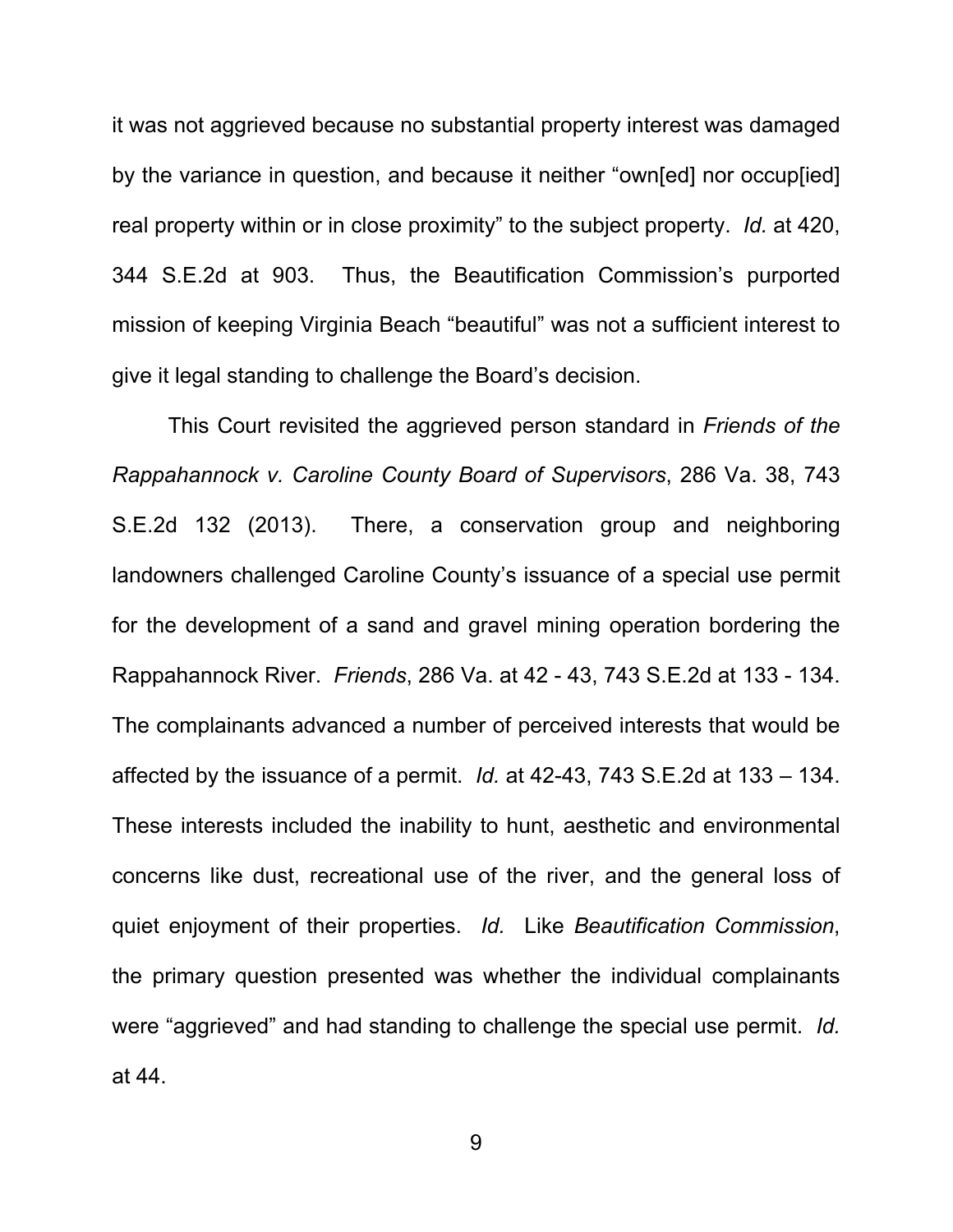it was not aggrieved because no substantial property interest was damaged by the variance in question, and because it neither "own[ed] nor occup[ied] real property within or in close proximity" to the subject property. *Id.* at 420, 344 S.E.2d at 903. Thus, the Beautification Commission's purported mission of keeping Virginia Beach "beautiful" was not a sufficient interest to give it legal standing to challenge the Board's decision.

This Court revisited the aggrieved person standard in *Friends of the Rappahannock v. Caroline County Board of Supervisors*, 286 Va. 38, 743 S.E.2d 132 (2013). There, a conservation group and neighboring landowners challenged Caroline County's issuance of a special use permit for the development of a sand and gravel mining operation bordering the Rappahannock River. *Friends*, 286 Va. at 42 - 43, 743 S.E.2d at 133 - 134. The complainants advanced a number of perceived interests that would be affected by the issuance of a permit. *Id.* at 42-43, 743 S.E.2d at 133 – 134. These interests included the inability to hunt, aesthetic and environmental concerns like dust, recreational use of the river, and the general loss of quiet enjoyment of their properties. *Id.* Like *Beautification Commission*, the primary question presented was whether the individual complainants were "aggrieved" and had standing to challenge the special use permit. *Id.* at 44.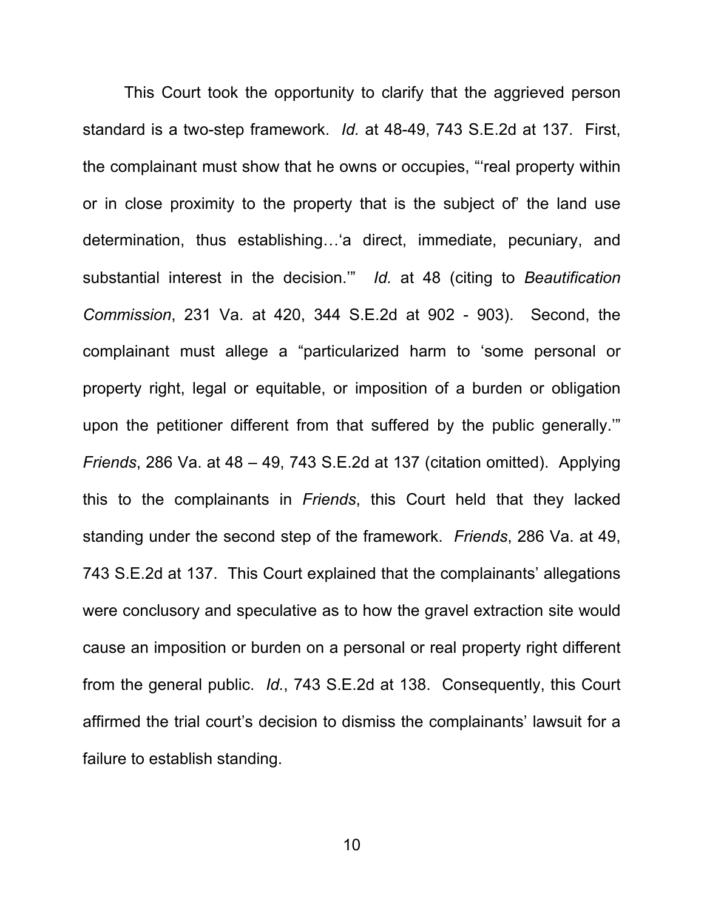This Court took the opportunity to clarify that the aggrieved person standard is a two-step framework. *Id.* at 48-49, 743 S.E.2d at 137. First, the complainant must show that he owns or occupies, "'real property within or in close proximity to the property that is the subject of' the land use determination, thus establishing…'a direct, immediate, pecuniary, and substantial interest in the decision.'" *Id.* at 48 (citing to *Beautification Commission*, 231 Va. at 420, 344 S.E.2d at 902 - 903). Second, the complainant must allege a "particularized harm to 'some personal or property right, legal or equitable, or imposition of a burden or obligation upon the petitioner different from that suffered by the public generally.'" *Friends*, 286 Va. at 48 – 49, 743 S.E.2d at 137 (citation omitted). Applying this to the complainants in *Friends*, this Court held that they lacked standing under the second step of the framework. *Friends*, 286 Va. at 49, 743 S.E.2d at 137. This Court explained that the complainants' allegations were conclusory and speculative as to how the gravel extraction site would cause an imposition or burden on a personal or real property right different from the general public. *Id.*, 743 S.E.2d at 138. Consequently, this Court affirmed the trial court's decision to dismiss the complainants' lawsuit for a failure to establish standing.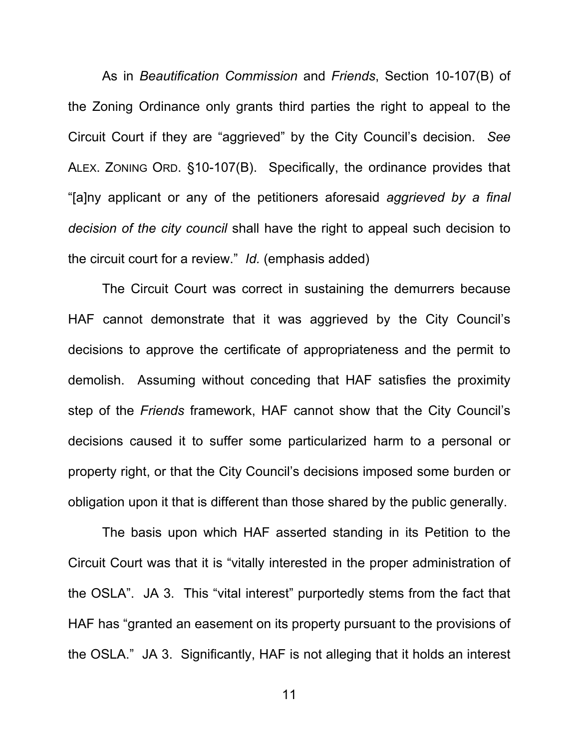As in *Beautification Commission* and *Friends*, Section 10-107(B) of the Zoning Ordinance only grants third parties the right to appeal to the Circuit Court if they are "aggrieved" by the City Council's decision. *See* ALEX. ZONING ORD. §10-107(B). Specifically, the ordinance provides that "[a]ny applicant or any of the petitioners aforesaid *aggrieved by a final decision of the city council* shall have the right to appeal such decision to the circuit court for a review." *Id.* (emphasis added)

The Circuit Court was correct in sustaining the demurrers because HAF cannot demonstrate that it was aggrieved by the City Council's decisions to approve the certificate of appropriateness and the permit to demolish. Assuming without conceding that HAF satisfies the proximity step of the *Friends* framework, HAF cannot show that the City Council's decisions caused it to suffer some particularized harm to a personal or property right, or that the City Council's decisions imposed some burden or obligation upon it that is different than those shared by the public generally.

The basis upon which HAF asserted standing in its Petition to the Circuit Court was that it is "vitally interested in the proper administration of the OSLA". JA 3. This "vital interest" purportedly stems from the fact that HAF has "granted an easement on its property pursuant to the provisions of the OSLA." JA 3. Significantly, HAF is not alleging that it holds an interest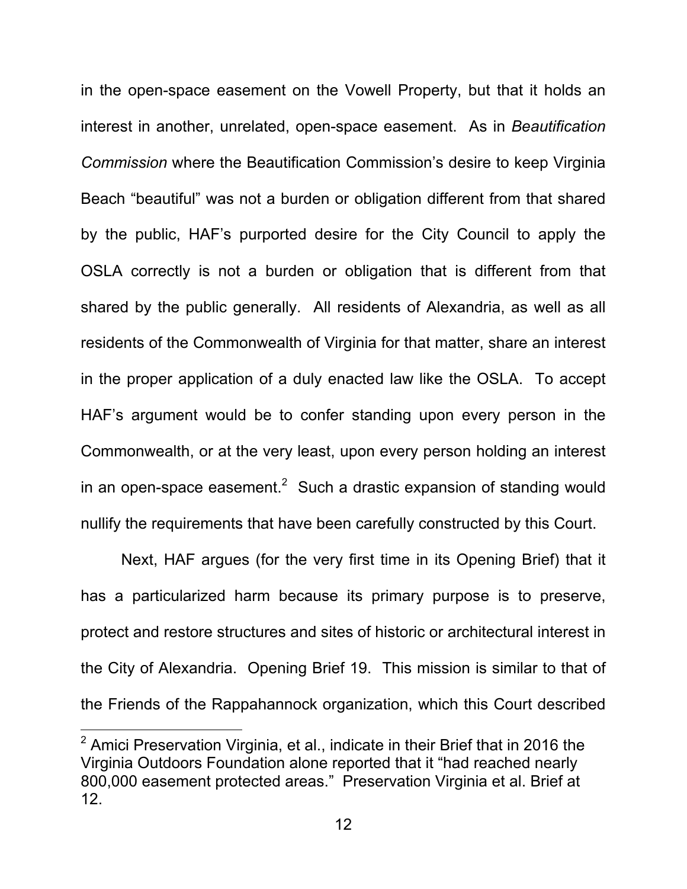in the open-space easement on the Vowell Property, but that it holds an interest in another, unrelated, open-space easement. As in *Beautification Commission* where the Beautification Commission's desire to keep Virginia Beach "beautiful" was not a burden or obligation different from that shared by the public, HAF's purported desire for the City Council to apply the OSLA correctly is not a burden or obligation that is different from that shared by the public generally. All residents of Alexandria, as well as all residents of the Commonwealth of Virginia for that matter, share an interest in the proper application of a duly enacted law like the OSLA. To accept HAF's argument would be to confer standing upon every person in the Commonwealth, or at the very least, upon every person holding an interest in an open-space easement.[2] Such a drastic expansion of standing would nullify the requirements that have been carefully constructed by this Court.

Next, HAF argues (for the very first time in its Opening Brief) that it has a particularized harm because its primary purpose is to preserve, protect and restore structures and sites of historic or architectural interest in the City of Alexandria. Opening Brief 19. This mission is similar to that of the Friends of the Rappahannock organization, which this Court described

[2] Amici Preservation Virginia, et al., indicate in their Brief that in 2016 the Virginia Outdoors Foundation alone reported that it "had reached nearly 800,000 easement protected areas." Preservation Virginia et al. Brief at 12.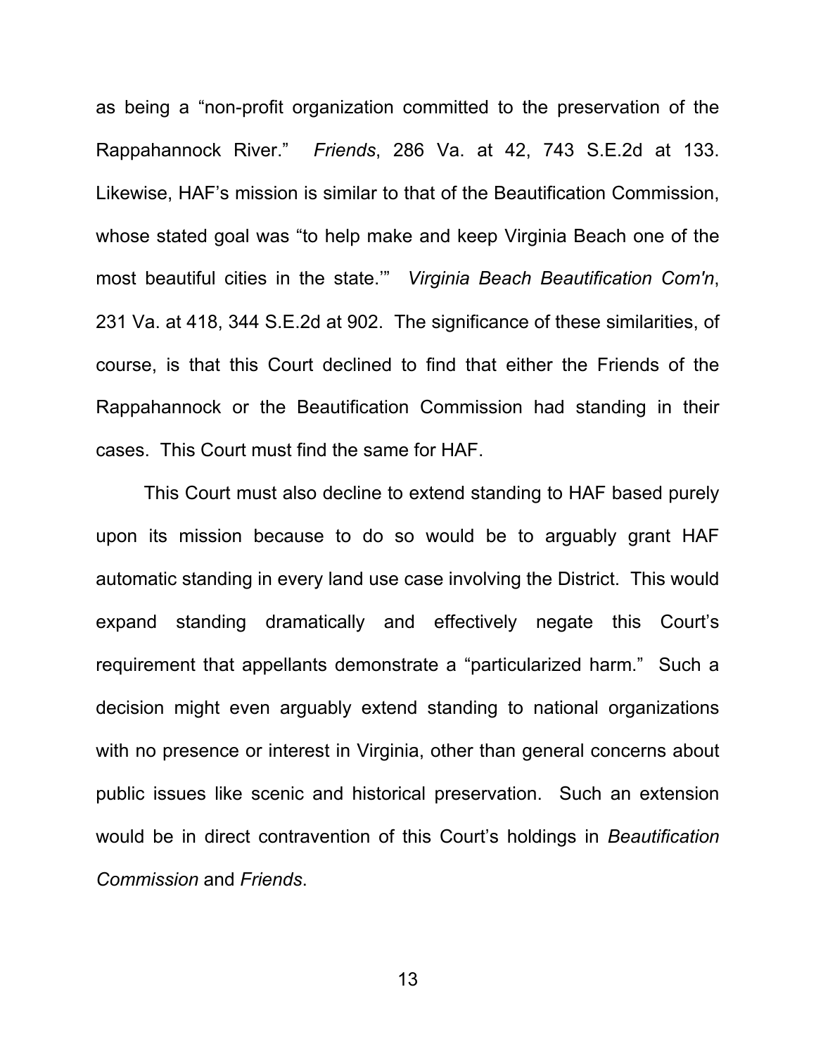as being a "non-profit organization committed to the preservation of the Rappahannock River." *Friends*, 286 Va. at 42, 743 S.E.2d at 133. Likewise, HAF's mission is similar to that of the Beautification Commission, whose stated goal was "to help make and keep Virginia Beach one of the most beautiful cities in the state.'" *Virginia Beach Beautification Com'n*, 231 Va. at 418, 344 S.E.2d at 902. The significance of these similarities, of course, is that this Court declined to find that either the Friends of the Rappahannock or the Beautification Commission had standing in their cases. This Court must find the same for HAF.

This Court must also decline to extend standing to HAF based purely upon its mission because to do so would be to arguably grant HAF automatic standing in every land use case involving the District. This would expand standing dramatically and effectively negate this Court's requirement that appellants demonstrate a "particularized harm." Such a decision might even arguably extend standing to national organizations with no presence or interest in Virginia, other than general concerns about public issues like scenic and historical preservation. Such an extension would be in direct contravention of this Court's holdings in *Beautification Commission* and *Friends*.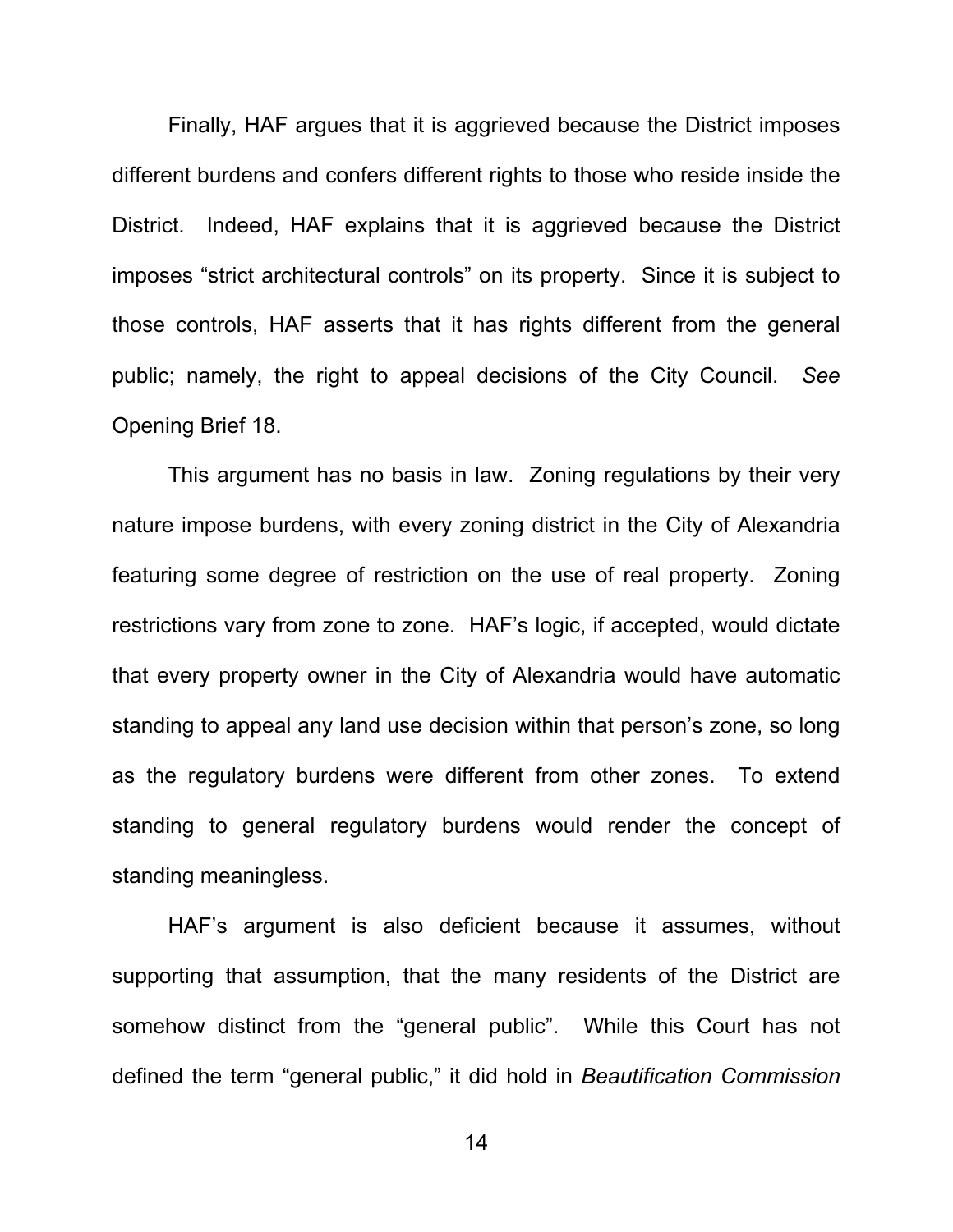Finally, HAF argues that it is aggrieved because the District imposes different burdens and confers different rights to those who reside inside the District. Indeed, HAF explains that it is aggrieved because the District imposes "strict architectural controls" on its property. Since it is subject to those controls, HAF asserts that it has rights different from the general public; namely, the right to appeal decisions of the City Council. *See* Opening Brief 18.

This argument has no basis in law. Zoning regulations by their very nature impose burdens, with every zoning district in the City of Alexandria featuring some degree of restriction on the use of real property. Zoning restrictions vary from zone to zone. HAF's logic, if accepted, would dictate that every property owner in the City of Alexandria would have automatic standing to appeal any land use decision within that person's zone, so long as the regulatory burdens were different from other zones. To extend standing to general regulatory burdens would render the concept of standing meaningless.

HAF's argument is also deficient because it assumes, without supporting that assumption, that the many residents of the District are somehow distinct from the "general public". While this Court has not defined the term "general public," it did hold in *Beautification Commission*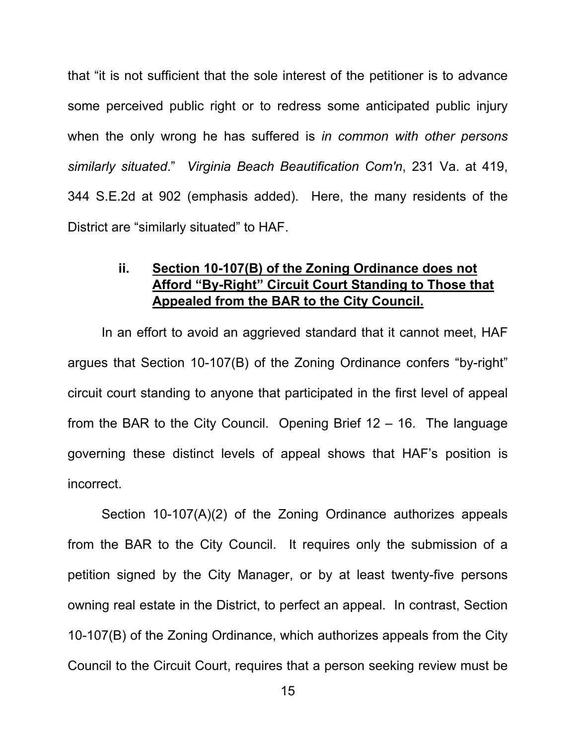that "it is not sufficient that the sole interest of the petitioner is to advance some perceived public right or to redress some anticipated public injury when the only wrong he has suffered is *in common with other persons similarly situated*." *Virginia Beach Beautification Com'n*, 231 Va. at 419, 344 S.E.2d at 902 (emphasis added). Here, the many residents of the District are "similarly situated" to HAF.

### ii. <u>Section 10-107(B) of the Zoning Ordinance does not Afford "By-Right" Circuit Court Standing to Those that Appealed from the BAR to the City Council.</u>

In an effort to avoid an aggrieved standard that it cannot meet, HAF argues that Section 10-107(B) of the Zoning Ordinance confers "by-right" circuit court standing to anyone that participated in the first level of appeal from the BAR to the City Council. Opening Brief 12 – 16. The language governing these distinct levels of appeal shows that HAF's position is incorrect.

Section 10-107(A)(2) of the Zoning Ordinance authorizes appeals from the BAR to the City Council. It requires only the submission of a petition signed by the City Manager, or by at least twenty-five persons owning real estate in the District, to perfect an appeal. In contrast, Section 10-107(B) of the Zoning Ordinance, which authorizes appeals from the City Council to the Circuit Court, requires that a person seeking review must be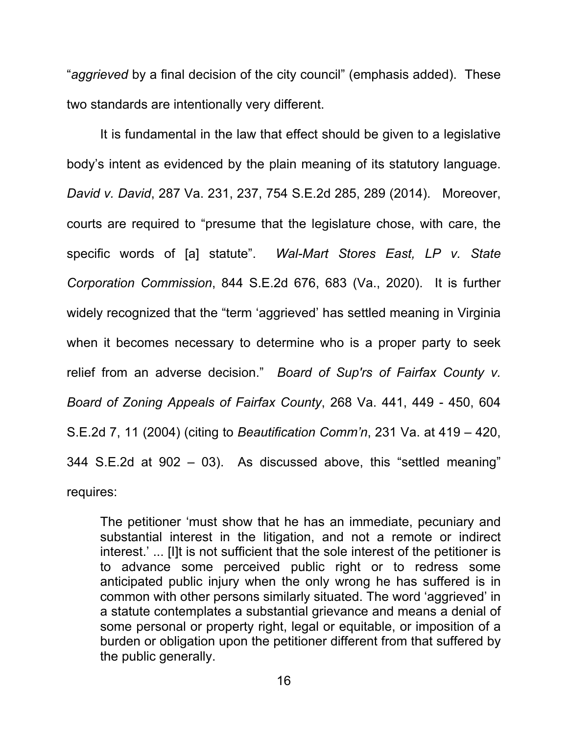"*aggrieved* by a final decision of the city council" (emphasis added). These two standards are intentionally very different.

It is fundamental in the law that effect should be given to a legislative body's intent as evidenced by the plain meaning of its statutory language. *David v. David*, 287 Va. 231, 237, 754 S.E.2d 285, 289 (2014). Moreover, courts are required to "presume that the legislature chose, with care, the specific words of [a] statute". *Wal-Mart Stores East, LP v. State Corporation Commission*, 844 S.E.2d 676, 683 (Va., 2020). It is further widely recognized that the "term 'aggrieved' has settled meaning in Virginia when it becomes necessary to determine who is a proper party to seek relief from an adverse decision." *Board of Sup'rs of Fairfax County v. Board of Zoning Appeals of Fairfax County*, 268 Va. 441, 449 - 450, 604 S.E.2d 7, 11 (2004) (citing to *Beautification Comm'n*, 231 Va. at 419 – 420, 344 S.E.2d at 902 – 03). As discussed above, this "settled meaning" requires:

> The petitioner 'must show that he has an immediate, pecuniary and substantial interest in the litigation, and not a remote or indirect interest.' ... [I]t is not sufficient that the sole interest of the petitioner is to advance some perceived public right or to redress some anticipated public injury when the only wrong he has suffered is in common with other persons similarly situated. The word 'aggrieved' in a statute contemplates a substantial grievance and means a denial of some personal or property right, legal or equitable, or imposition of a burden or obligation upon the petitioner different from that suffered by the public generally.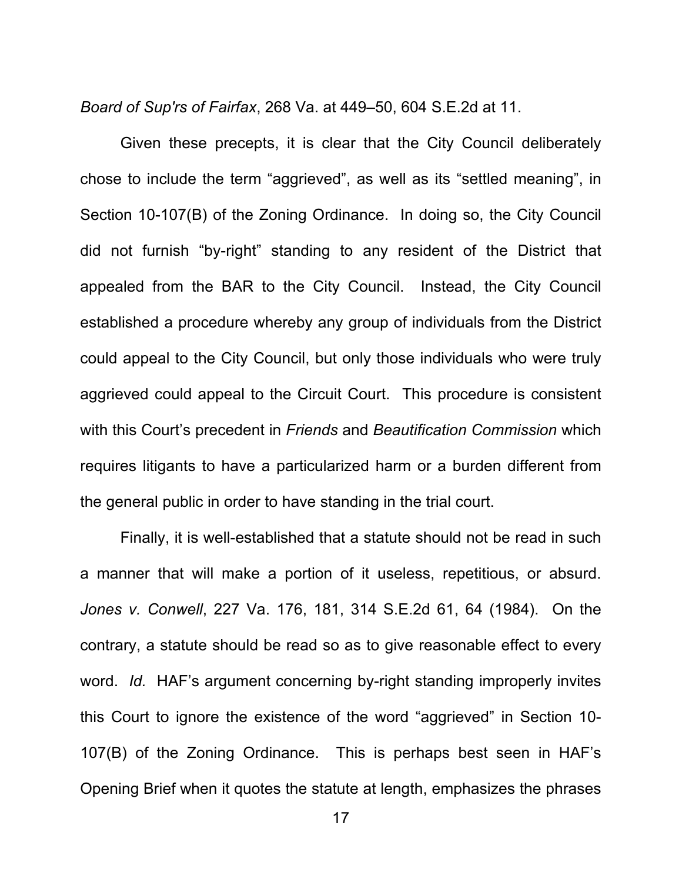*Board of Sup'rs of Fairfax*, 268 Va. at 449–50, 604 S.E.2d at 11.

Given these precepts, it is clear that the City Council deliberately chose to include the term "aggrieved", as well as its "settled meaning", in Section 10-107(B) of the Zoning Ordinance. In doing so, the City Council did not furnish "by-right" standing to any resident of the District that appealed from the BAR to the City Council. Instead, the City Council established a procedure whereby any group of individuals from the District could appeal to the City Council, but only those individuals who were truly aggrieved could appeal to the Circuit Court. This procedure is consistent with this Court's precedent in *Friends* and *Beautification Commission* which requires litigants to have a particularized harm or a burden different from the general public in order to have standing in the trial court.

Finally, it is well-established that a statute should not be read in such a manner that will make a portion of it useless, repetitious, or absurd. *Jones v. Conwell*, 227 Va. 176, 181, 314 S.E.2d 61, 64 (1984). On the contrary, a statute should be read so as to give reasonable effect to every word. *Id.* HAF's argument concerning by-right standing improperly invites this Court to ignore the existence of the word "aggrieved" in Section 10-107(B) of the Zoning Ordinance. This is perhaps best seen in HAF's Opening Brief when it quotes the statute at length, emphasizes the phrases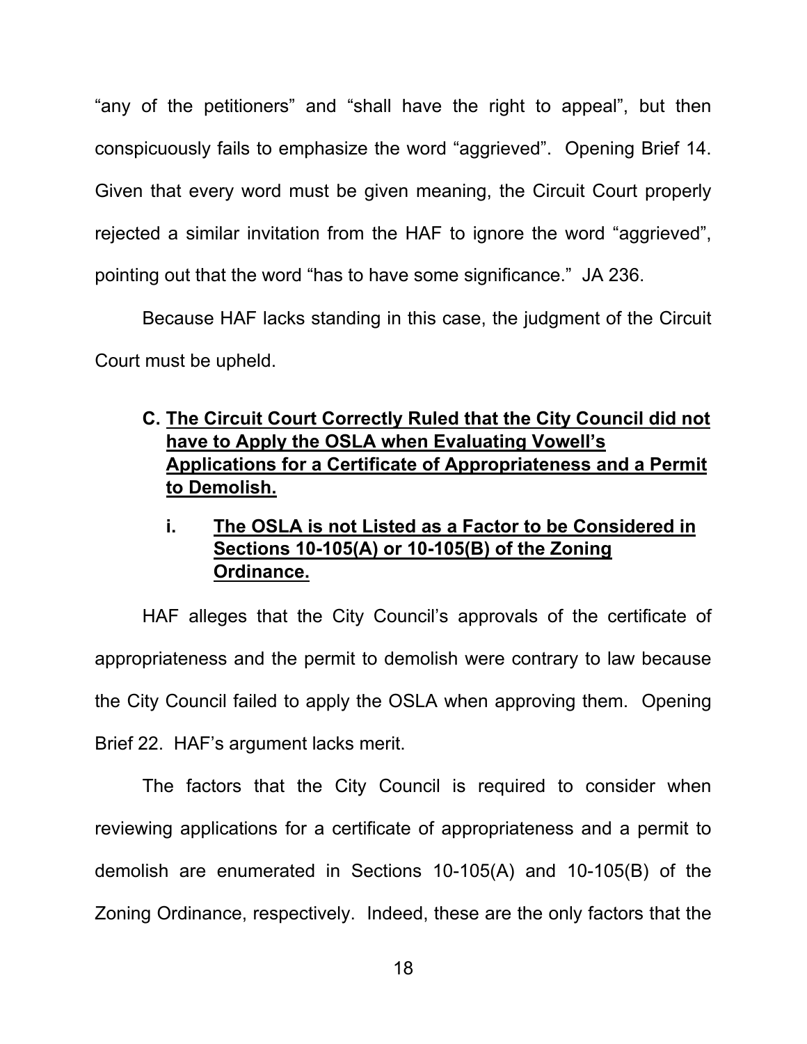"any of the petitioners" and "shall have the right to appeal", but then conspicuously fails to emphasize the word "aggrieved". Opening Brief 14. Given that every word must be given meaning, the Circuit Court properly rejected a similar invitation from the HAF to ignore the word "aggrieved", pointing out that the word "has to have some significance." JA 236.

Because HAF lacks standing in this case, the judgment of the Circuit Court must be upheld.

### C. The Circuit Court Correctly Ruled that the City Council did not have to Apply the OSLA when Evaluating Vowell's Applications for a Certificate of Appropriateness and a Permit to Demolish.

#### i. The OSLA is not Listed as a Factor to be Considered in Sections 10-105(A) or 10-105(B) of the Zoning Ordinance.

HAF alleges that the City Council's approvals of the certificate of appropriateness and the permit to demolish were contrary to law because the City Council failed to apply the OSLA when approving them. Opening Brief 22. HAF's argument lacks merit.

The factors that the City Council is required to consider when reviewing applications for a certificate of appropriateness and a permit to demolish are enumerated in Sections 10-105(A) and 10-105(B) of the Zoning Ordinance, respectively. Indeed, these are the only factors that the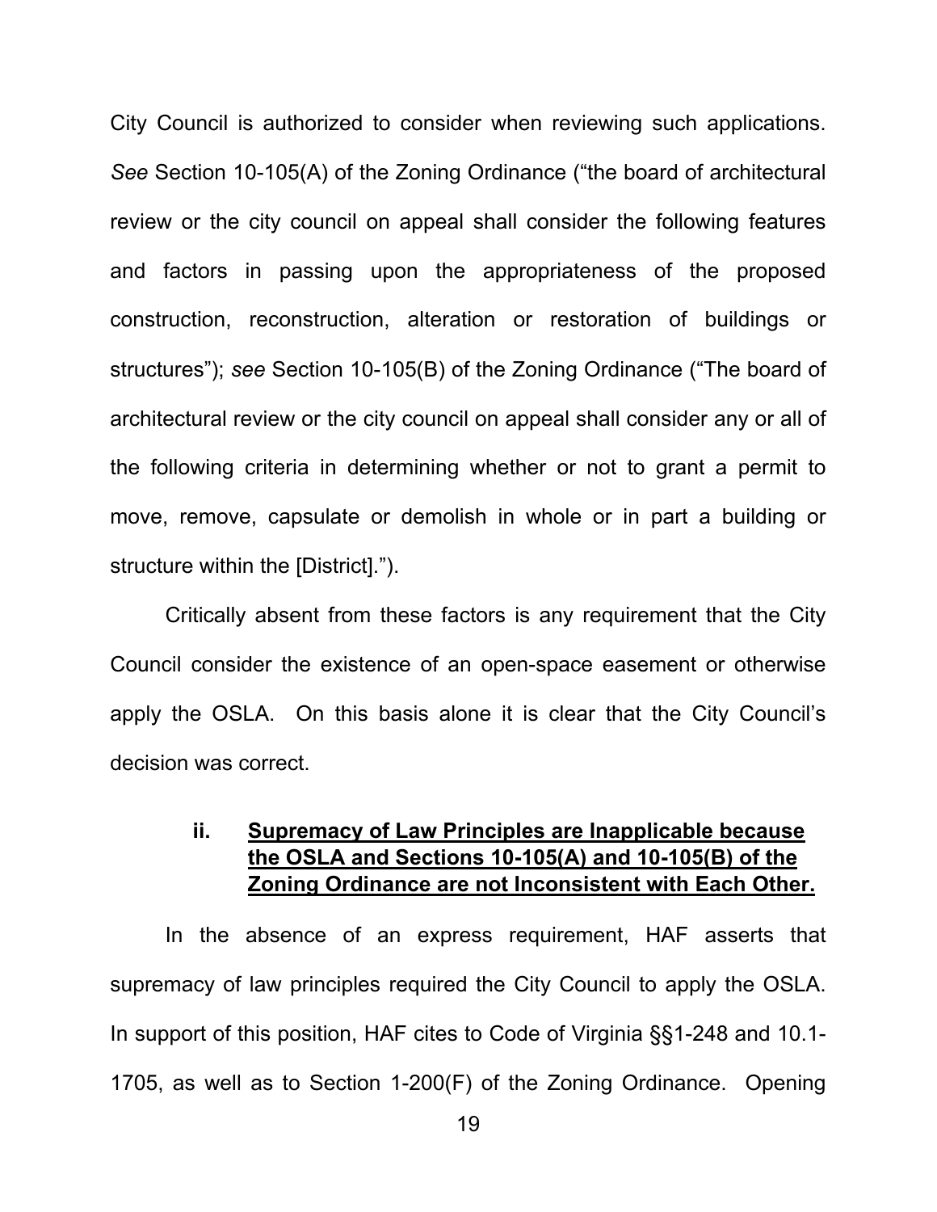City Council is authorized to consider when reviewing such applications. *See* Section 10-105(A) of the Zoning Ordinance ("the board of architectural review or the city council on appeal shall consider the following features and factors in passing upon the appropriateness of the proposed construction, reconstruction, alteration or restoration of buildings or structures"); *see* Section 10-105(B) of the Zoning Ordinance ("The board of architectural review or the city council on appeal shall consider any or all of the following criteria in determining whether or not to grant a permit to move, remove, capsulate or demolish in whole or in part a building or structure within the [District].").

Critically absent from these factors is any requirement that the City Council consider the existence of an open-space easement or otherwise apply the OSLA. On this basis alone it is clear that the City Council's decision was correct.

### ii. <u>Supremacy of Law Principles are Inapplicable because the OSLA and Sections 10-105(A) and 10-105(B) of the Zoning Ordinance are not Inconsistent with Each Other.</u>

In the absence of an express requirement, HAF asserts that supremacy of law principles required the City Council to apply the OSLA. In support of this position, HAF cites to Code of Virginia §§1-248 and 10.1-1705, as well as to Section 1-200(F) of the Zoning Ordinance. Opening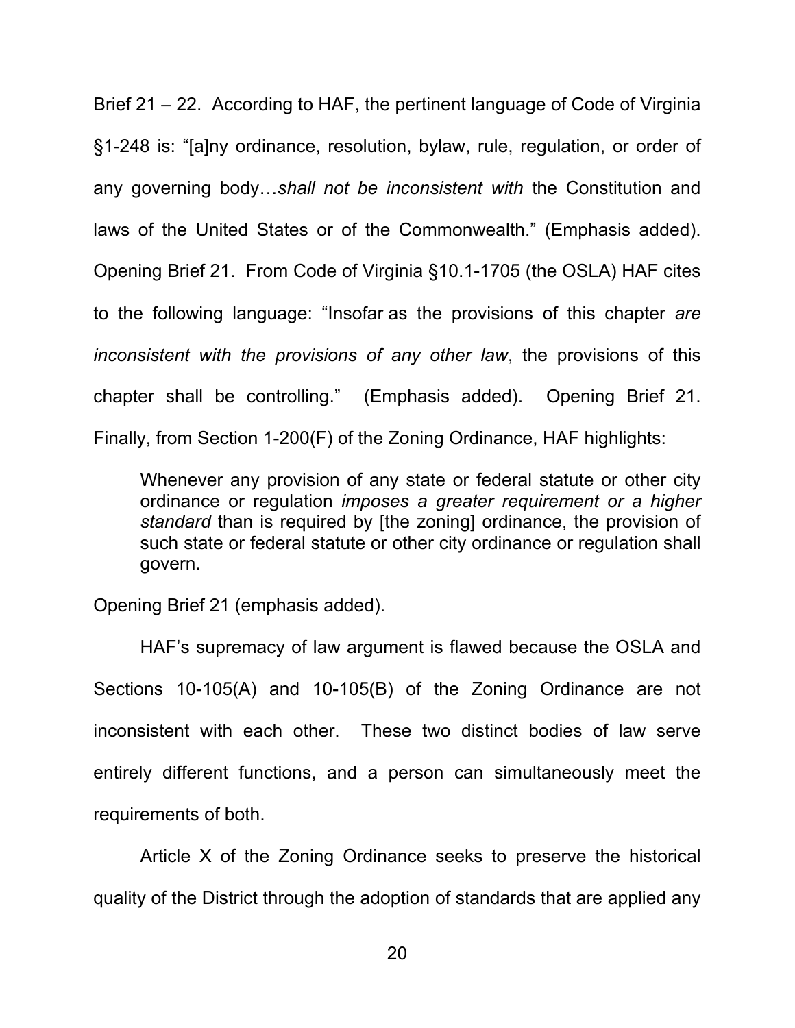Brief 21 – 22. According to HAF, the pertinent language of Code of Virginia §1-248 is: "[a]ny ordinance, resolution, bylaw, rule, regulation, or order of any governing body…*shall not be inconsistent with* the Constitution and laws of the United States or of the Commonwealth." (Emphasis added). Opening Brief 21. From Code of Virginia §10.1-1705 (the OSLA) HAF cites to the following language: "Insofar as the provisions of this chapter *are inconsistent with the provisions of any other law*, the provisions of this chapter shall be controlling." (Emphasis added). Opening Brief 21. Finally, from Section 1-200(F) of the Zoning Ordinance, HAF highlights:

> Whenever any provision of any state or federal statute or other city ordinance or regulation *imposes a greater requirement or a higher standard* than is required by [the zoning] ordinance, the provision of such state or federal statute or other city ordinance or regulation shall govern.

Opening Brief 21 (emphasis added).

HAF's supremacy of law argument is flawed because the OSLA and Sections 10-105(A) and 10-105(B) of the Zoning Ordinance are not inconsistent with each other. These two distinct bodies of law serve entirely different functions, and a person can simultaneously meet the requirements of both.

Article X of the Zoning Ordinance seeks to preserve the historical quality of the District through the adoption of standards that are applied any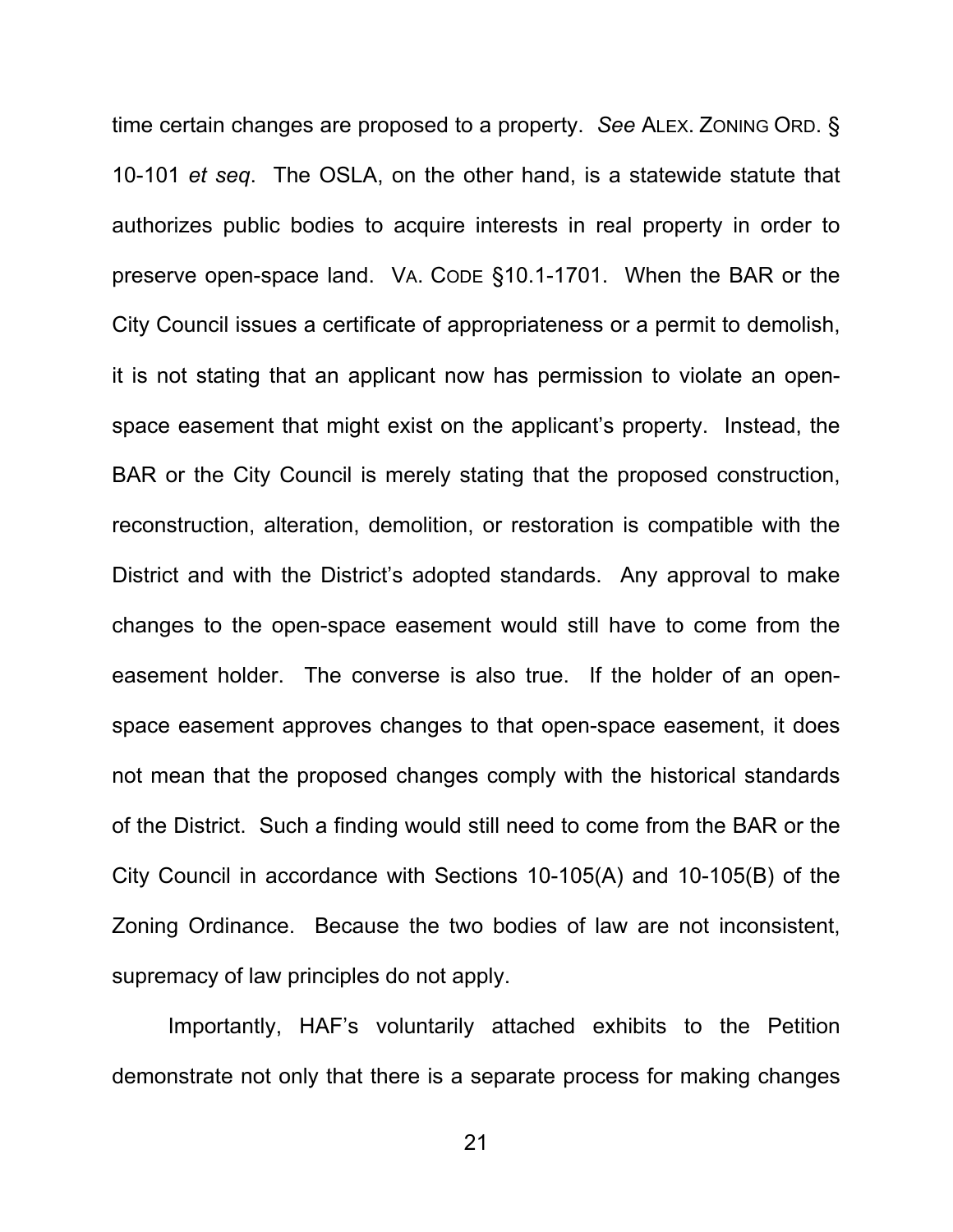time certain changes are proposed to a property. *See* ALEX. ZONING ORD. § 10-101 *et seq*. The OSLA, on the other hand, is a statewide statute that authorizes public bodies to acquire interests in real property in order to preserve open-space land. VA. CODE §10.1-1701. When the BAR or the City Council issues a certificate of appropriateness or a permit to demolish, it is not stating that an applicant now has permission to violate an open-space easement that might exist on the applicant's property. Instead, the BAR or the City Council is merely stating that the proposed construction, reconstruction, alteration, demolition, or restoration is compatible with the District and with the District's adopted standards. Any approval to make changes to the open-space easement would still have to come from the easement holder. The converse is also true. If the holder of an open-space easement approves changes to that open-space easement, it does not mean that the proposed changes comply with the historical standards of the District. Such a finding would still need to come from the BAR or the City Council in accordance with Sections 10-105(A) and 10-105(B) of the Zoning Ordinance. Because the two bodies of law are not inconsistent, supremacy of law principles do not apply.

Importantly, HAF's voluntarily attached exhibits to the Petition demonstrate not only that there is a separate process for making changes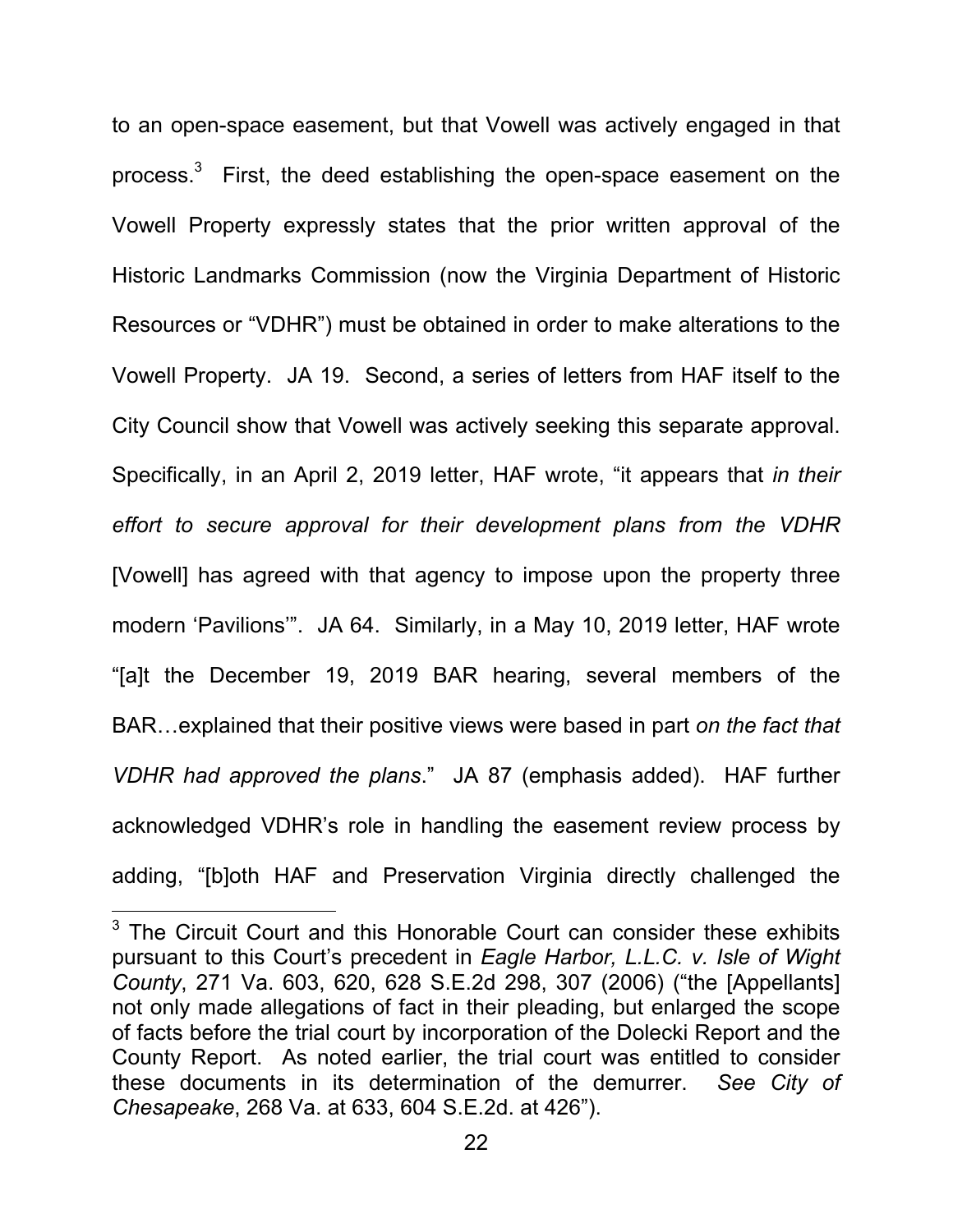to an open-space easement, but that Vowell was actively engaged in that process.[3] First, the deed establishing the open-space easement on the Vowell Property expressly states that the prior written approval of the Historic Landmarks Commission (now the Virginia Department of Historic Resources or "VDHR") must be obtained in order to make alterations to the Vowell Property. JA 19. Second, a series of letters from HAF itself to the City Council show that Vowell was actively seeking this separate approval. Specifically, in an April 2, 2019 letter, HAF wrote, "it appears that *in their effort to secure approval for their development plans from the VDHR* [Vowell] has agreed with that agency to impose upon the property three modern 'Pavilions'". JA 64. Similarly, in a May 10, 2019 letter, HAF wrote "[a]t the December 19, 2019 BAR hearing, several members of the BAR…explained that their positive views were based in part *on the fact that VDHR had approved the plans*." JA 87 (emphasis added). HAF further acknowledged VDHR's role in handling the easement review process by adding, "[b]oth HAF and Preservation Virginia directly challenged the

[3] The Circuit Court and this Honorable Court can consider these exhibits pursuant to this Court's precedent in *Eagle Harbor, L.L.C. v. Isle of Wight County*, 271 Va. 603, 620, 628 S.E.2d 298, 307 (2006) ("the [Appellants] not only made allegations of fact in their pleading, but enlarged the scope of facts before the trial court by incorporation of the Dolecki Report and the County Report. As noted earlier, the trial court was entitled to consider these documents in its determination of the demurrer. *See City of Chesapeake*, 268 Va. at 633, 604 S.E.2d. at 426").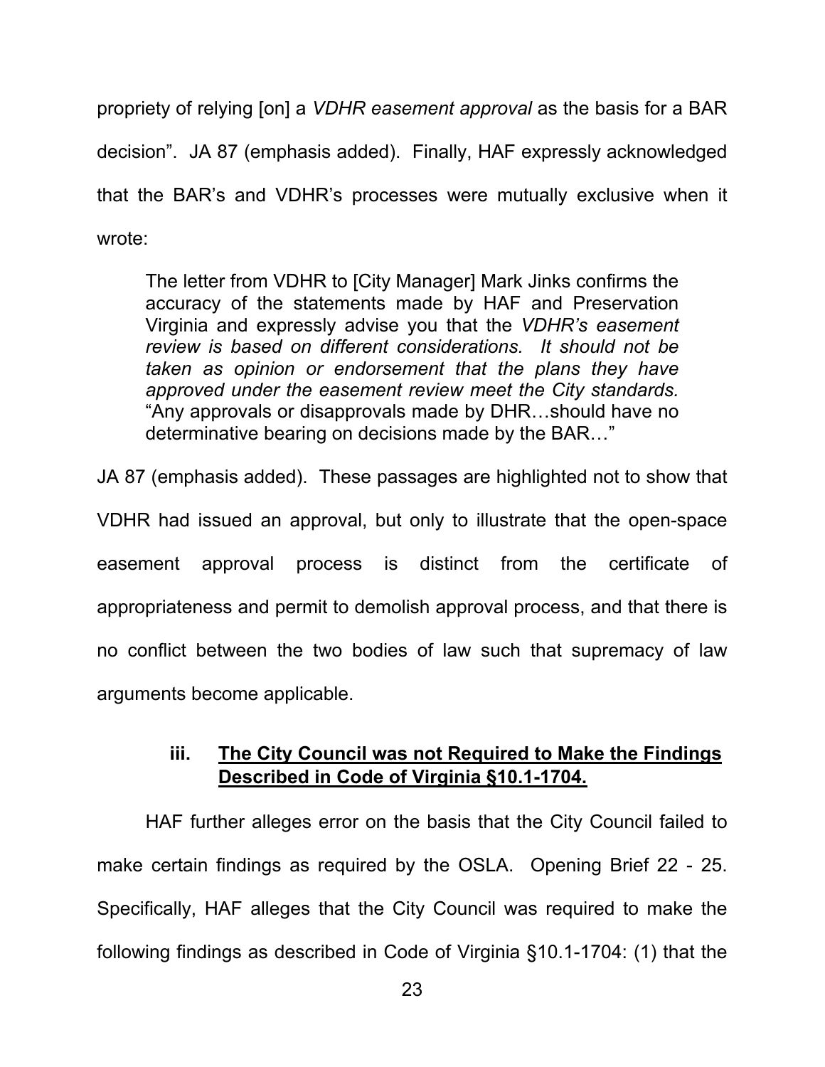propriety of relying [on] a *VDHR easement approval* as the basis for a BAR decision". JA 87 (emphasis added). Finally, HAF expressly acknowledged that the BAR's and VDHR's processes were mutually exclusive when it wrote:

> The letter from VDHR to [City Manager] Mark Jinks confirms the accuracy of the statements made by HAF and Preservation Virginia and expressly advise you that the *VDHR's easement review is based on different considerations. It should not be taken as opinion or endorsement that the plans they have approved under the easement review meet the City standards.* "Any approvals or disapprovals made by DHR…should have no determinative bearing on decisions made by the BAR…"

JA 87 (emphasis added). These passages are highlighted not to show that VDHR had issued an approval, but only to illustrate that the open-space easement approval process is distinct from the certificate of appropriateness and permit to demolish approval process, and that there is no conflict between the two bodies of law such that supremacy of law arguments become applicable.

### iii. The City Council was not Required to Make the Findings Described in Code of Virginia §10.1-1704.

HAF further alleges error on the basis that the City Council failed to make certain findings as required by the OSLA. Opening Brief 22 - 25. Specifically, HAF alleges that the City Council was required to make the following findings as described in Code of Virginia §10.1-1704: (1) that the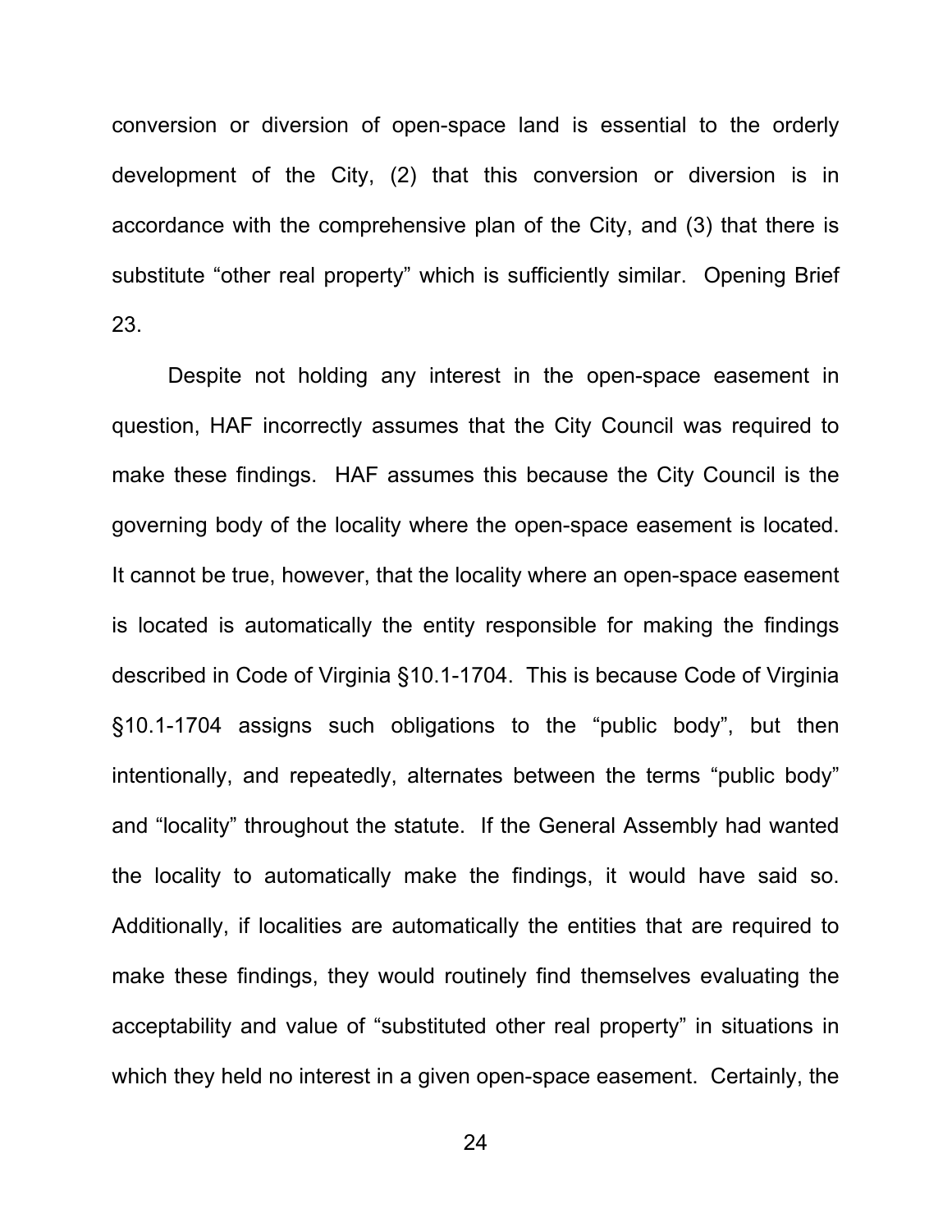conversion or diversion of open-space land is essential to the orderly development of the City, (2) that this conversion or diversion is in accordance with the comprehensive plan of the City, and (3) that there is substitute "other real property" which is sufficiently similar. Opening Brief 23.

Despite not holding any interest in the open-space easement in question, HAF incorrectly assumes that the City Council was required to make these findings. HAF assumes this because the City Council is the governing body of the locality where the open-space easement is located. It cannot be true, however, that the locality where an open-space easement is located is automatically the entity responsible for making the findings described in Code of Virginia §10.1-1704. This is because Code of Virginia §10.1-1704 assigns such obligations to the "public body", but then intentionally, and repeatedly, alternates between the terms "public body" and "locality" throughout the statute. If the General Assembly had wanted the locality to automatically make the findings, it would have said so. Additionally, if localities are automatically the entities that are required to make these findings, they would routinely find themselves evaluating the acceptability and value of "substituted other real property" in situations in which they held no interest in a given open-space easement. Certainly, the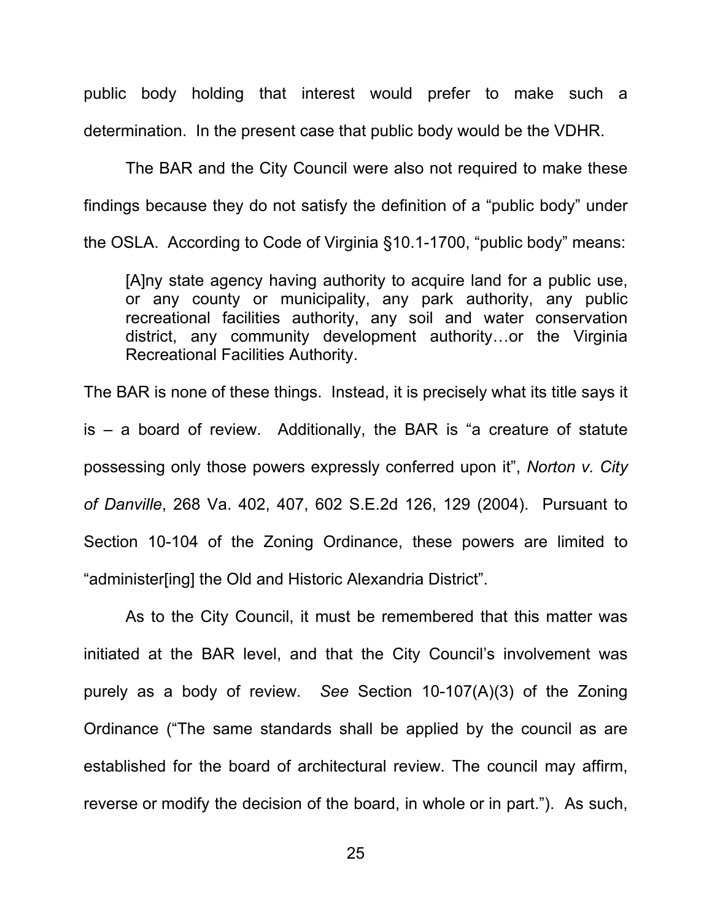public body holding that interest would prefer to make such a determination. In the present case that public body would be the VDHR.

The BAR and the City Council were also not required to make these findings because they do not satisfy the definition of a "public body" under the OSLA. According to Code of Virginia §10.1-1700, "public body" means:

> [A]ny state agency having authority to acquire land for a public use, or any county or municipality, any park authority, any public recreational facilities authority, any soil and water conservation district, any community development authority…or the Virginia Recreational Facilities Authority.

The BAR is none of these things. Instead, it is precisely what its title says it is – a board of review. Additionally, the BAR is "a creature of statute possessing only those powers expressly conferred upon it", *Norton v. City of Danville*, 268 Va. 402, 407, 602 S.E.2d 126, 129 (2004). Pursuant to Section 10-104 of the Zoning Ordinance, these powers are limited to "administer[ing] the Old and Historic Alexandria District".

As to the City Council, it must be remembered that this matter was initiated at the BAR level, and that the City Council's involvement was purely as a body of review. *See* Section 10-107(A)(3) of the Zoning Ordinance ("The same standards shall be applied by the council as are established for the board of architectural review. The council may affirm, reverse or modify the decision of the board, in whole or in part."). As such,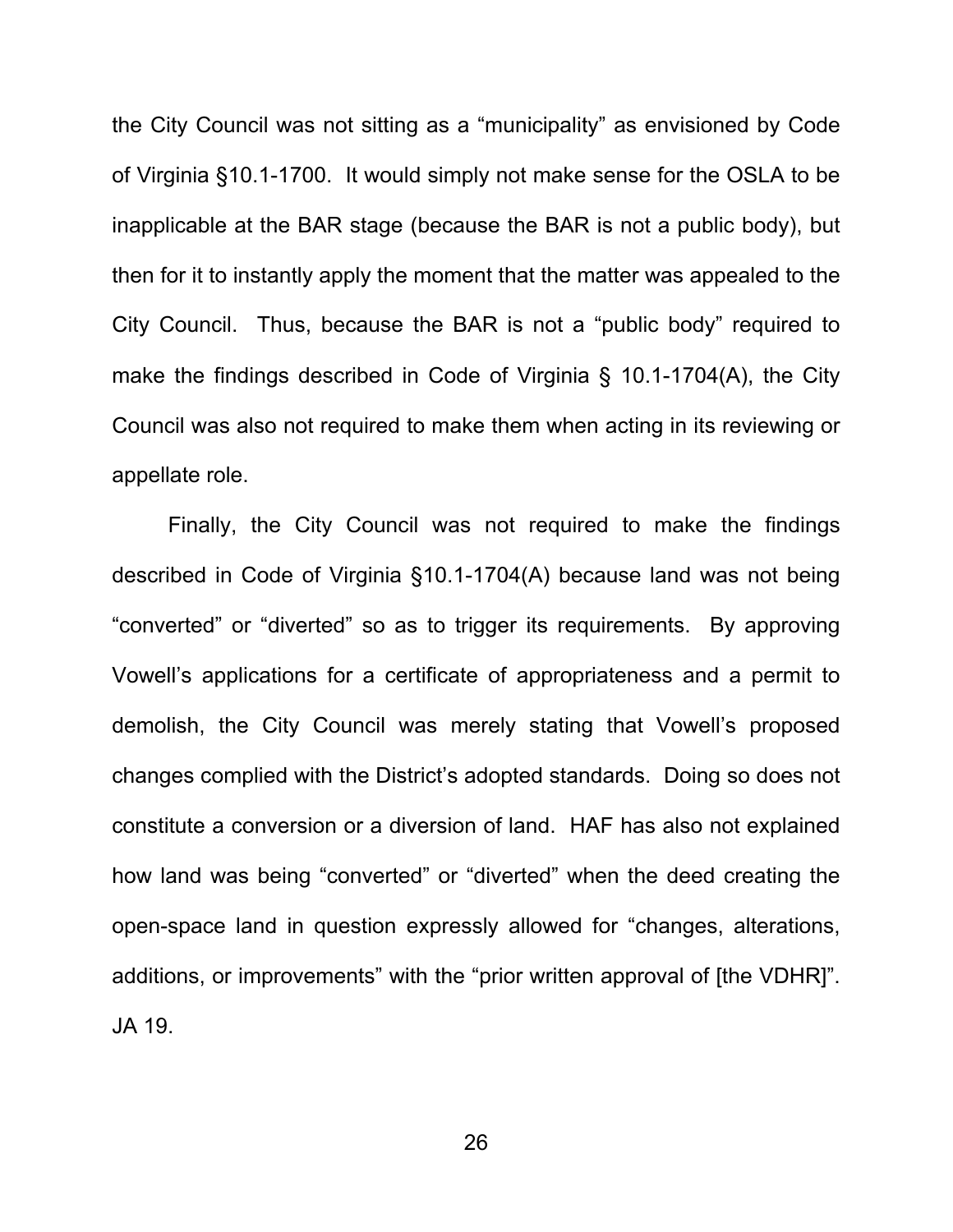the City Council was not sitting as a "municipality" as envisioned by Code of Virginia §10.1-1700. It would simply not make sense for the OSLA to be inapplicable at the BAR stage (because the BAR is not a public body), but then for it to instantly apply the moment that the matter was appealed to the City Council. Thus, because the BAR is not a "public body" required to make the findings described in Code of Virginia § 10.1-1704(A), the City Council was also not required to make them when acting in its reviewing or appellate role.

Finally, the City Council was not required to make the findings described in Code of Virginia §10.1-1704(A) because land was not being "converted" or "diverted" so as to trigger its requirements. By approving Vowell's applications for a certificate of appropriateness and a permit to demolish, the City Council was merely stating that Vowell's proposed changes complied with the District's adopted standards. Doing so does not constitute a conversion or a diversion of land. HAF has also not explained how land was being "converted" or "diverted" when the deed creating the open-space land in question expressly allowed for "changes, alterations, additions, or improvements" with the "prior written approval of [the VDHR]". JA 19.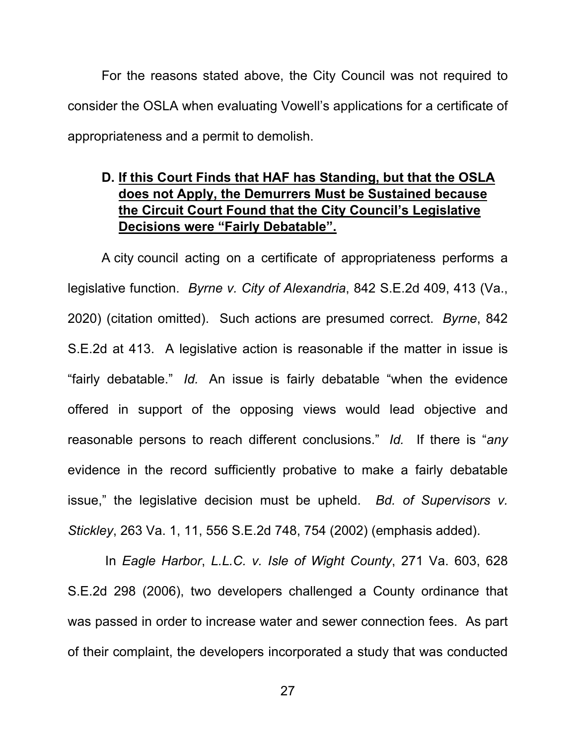For the reasons stated above, the City Council was not required to consider the OSLA when evaluating Vowell's applications for a certificate of appropriateness and a permit to demolish.

### D. <u>If this Court Finds that HAF has Standing, but that the OSLA does not Apply, the Demurrers Must be Sustained because the Circuit Court Found that the City Council's Legislative Decisions were "Fairly Debatable".</u>

A city council acting on a certificate of appropriateness performs a legislative function. *Byrne v. City of Alexandria*, 842 S.E.2d 409, 413 (Va., 2020) (citation omitted). Such actions are presumed correct. *Byrne*, 842 S.E.2d at 413. A legislative action is reasonable if the matter in issue is "fairly debatable." *Id.* An issue is fairly debatable "when the evidence offered in support of the opposing views would lead objective and reasonable persons to reach different conclusions." *Id.* If there is "*any* evidence in the record sufficiently probative to make a fairly debatable issue," the legislative decision must be upheld. *Bd. of Supervisors v. Stickley*, 263 Va. 1, 11, 556 S.E.2d 748, 754 (2002) (emphasis added).

In *Eagle Harbor*, *L.L.C. v. Isle of Wight County*, 271 Va. 603, 628 S.E.2d 298 (2006), two developers challenged a County ordinance that was passed in order to increase water and sewer connection fees. As part of their complaint, the developers incorporated a study that was conducted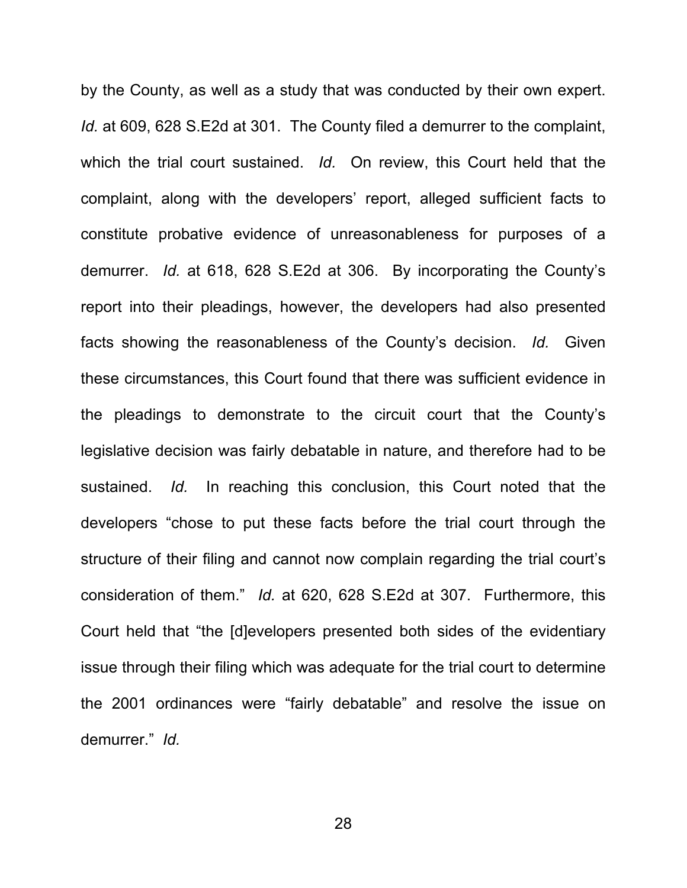by the County, as well as a study that was conducted by their own expert. *Id.* at 609, 628 S.E2d at 301. The County filed a demurrer to the complaint, which the trial court sustained. *Id.* On review, this Court held that the complaint, along with the developers' report, alleged sufficient facts to constitute probative evidence of unreasonableness for purposes of a demurrer. *Id.* at 618, 628 S.E2d at 306. By incorporating the County's report into their pleadings, however, the developers had also presented facts showing the reasonableness of the County's decision. *Id.* Given these circumstances, this Court found that there was sufficient evidence in the pleadings to demonstrate to the circuit court that the County's legislative decision was fairly debatable in nature, and therefore had to be sustained. *Id.* In reaching this conclusion, this Court noted that the developers "chose to put these facts before the trial court through the structure of their filing and cannot now complain regarding the trial court's consideration of them." *Id.* at 620, 628 S.E2d at 307. Furthermore, this Court held that "the [d]evelopers presented both sides of the evidentiary issue through their filing which was adequate for the trial court to determine the 2001 ordinances were "fairly debatable" and resolve the issue on demurrer." *Id.*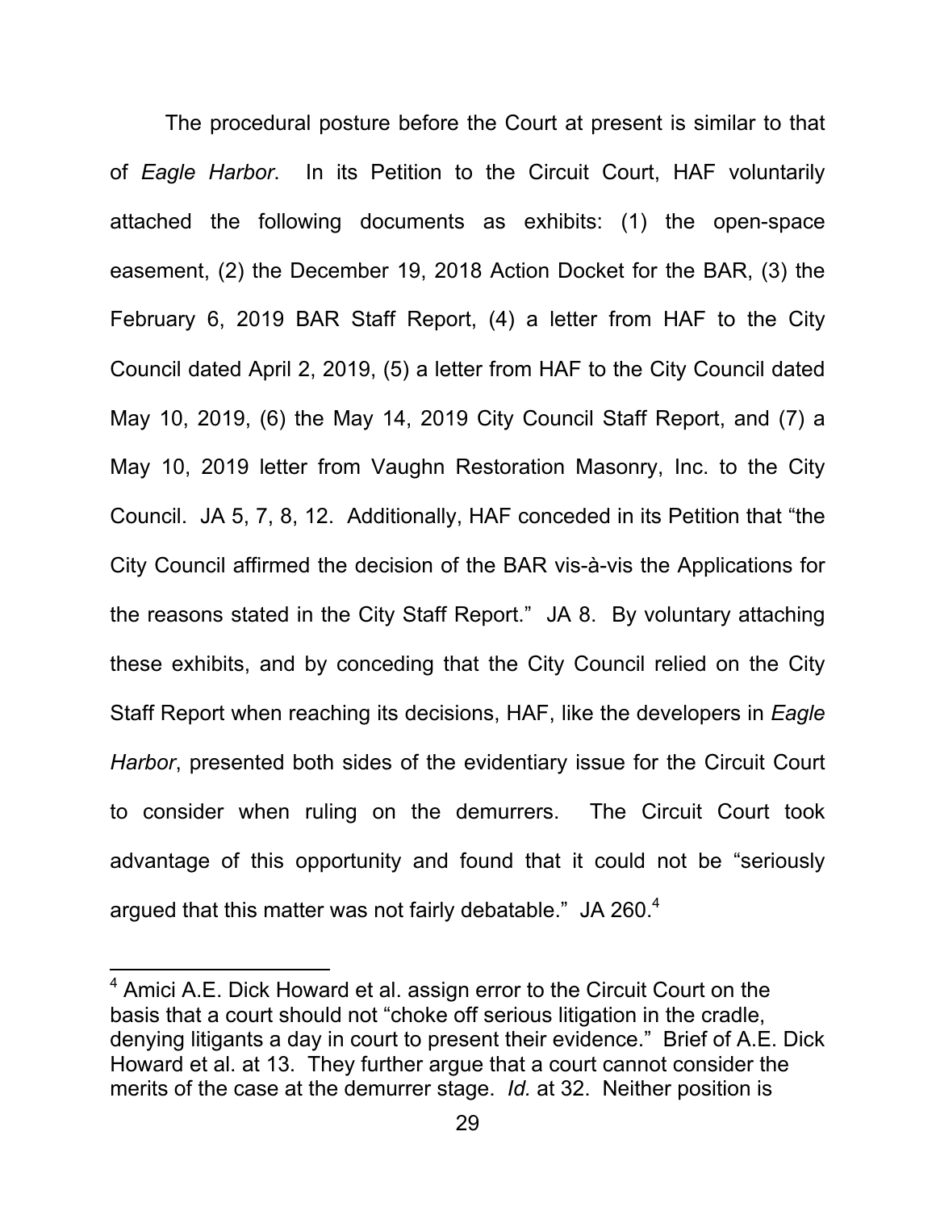The procedural posture before the Court at present is similar to that of *Eagle Harbor*. In its Petition to the Circuit Court, HAF voluntarily attached the following documents as exhibits: (1) the open-space easement, (2) the December 19, 2018 Action Docket for the BAR, (3) the February 6, 2019 BAR Staff Report, (4) a letter from HAF to the City Council dated April 2, 2019, (5) a letter from HAF to the City Council dated May 10, 2019, (6) the May 14, 2019 City Council Staff Report, and (7) a May 10, 2019 letter from Vaughn Restoration Masonry, Inc. to the City Council. JA 5, 7, 8, 12. Additionally, HAF conceded in its Petition that "the City Council affirmed the decision of the BAR vis-à-vis the Applications for the reasons stated in the City Staff Report." JA 8. By voluntary attaching these exhibits, and by conceding that the City Council relied on the City Staff Report when reaching its decisions, HAF, like the developers in *Eagle Harbor*, presented both sides of the evidentiary issue for the Circuit Court to consider when ruling on the demurrers. The Circuit Court took advantage of this opportunity and found that it could not be "seriously argued that this matter was not fairly debatable." JA 260.[4]

---

[4] Amici A.E. Dick Howard et al. assign error to the Circuit Court on the basis that a court should not "choke off serious litigation in the cradle, denying litigants a day in court to present their evidence." Brief of A.E. Dick Howard et al. at 13. They further argue that a court cannot consider the merits of the case at the demurrer stage. *Id.* at 32. Neither position is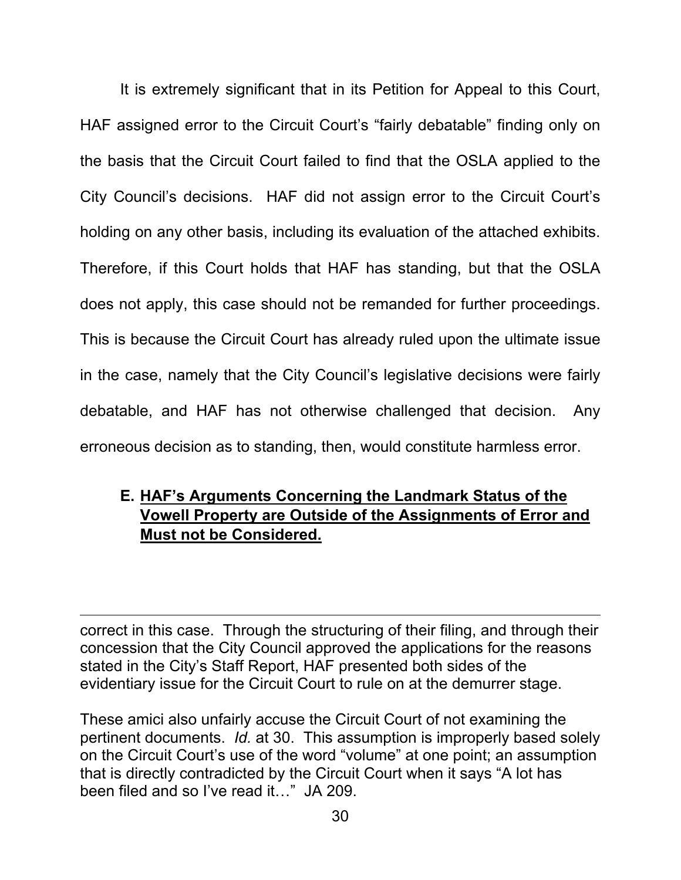It is extremely significant that in its Petition for Appeal to this Court, HAF assigned error to the Circuit Court's "fairly debatable" finding only on the basis that the Circuit Court failed to find that the OSLA applied to the City Council's decisions. HAF did not assign error to the Circuit Court's holding on any other basis, including its evaluation of the attached exhibits. Therefore, if this Court holds that HAF has standing, but that the OSLA does not apply, this case should not be remanded for further proceedings. This is because the Circuit Court has already ruled upon the ultimate issue in the case, namely that the City Council's legislative decisions were fairly debatable, and HAF has not otherwise challenged that decision. Any erroneous decision as to standing, then, would constitute harmless error.

### E. <u>HAF's Arguments Concerning the Landmark Status of the Vowell Property are Outside of the Assignments of Error and Must not be Considered.</u>

---

correct in this case. Through the structuring of their filing, and through their concession that the City Council approved the applications for the reasons stated in the City's Staff Report, HAF presented both sides of the evidentiary issue for the Circuit Court to rule on at the demurrer stage.

These amici also unfairly accuse the Circuit Court of not examining the pertinent documents. *Id.* at 30. This assumption is improperly based solely on the Circuit Court's use of the word "volume" at one point; an assumption that is directly contradicted by the Circuit Court when it says "A lot has been filed and so I've read it…" JA 209.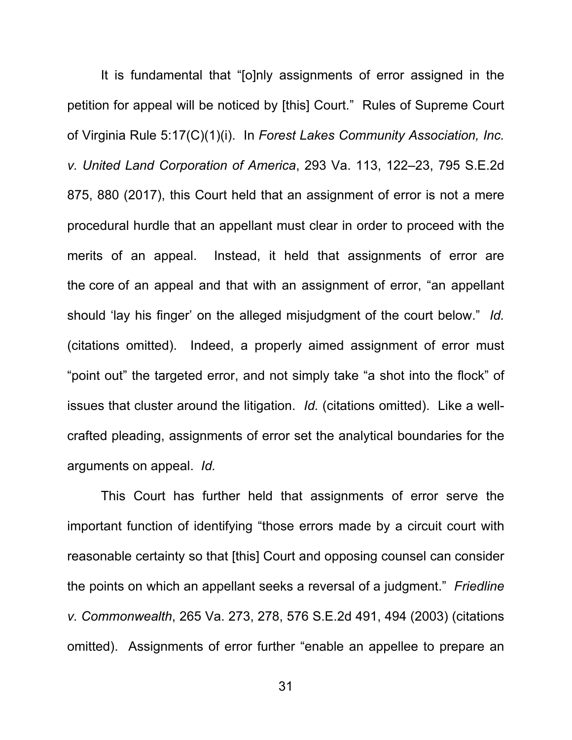It is fundamental that "[o]nly assignments of error assigned in the petition for appeal will be noticed by [this] Court." Rules of Supreme Court of Virginia Rule 5:17(C)(1)(i). In *Forest Lakes Community Association, Inc. v. United Land Corporation of America*, 293 Va. 113, 122–23, 795 S.E.2d 875, 880 (2017), this Court held that an assignment of error is not a mere procedural hurdle that an appellant must clear in order to proceed with the merits of an appeal. Instead, it held that assignments of error are the core of an appeal and that with an assignment of error, "an appellant should 'lay his finger' on the alleged misjudgment of the court below." *Id.* (citations omitted). Indeed, a properly aimed assignment of error must "point out" the targeted error, and not simply take "a shot into the flock" of issues that cluster around the litigation. *Id.* (citations omitted). Like a well-crafted pleading, assignments of error set the analytical boundaries for the arguments on appeal. *Id.*

This Court has further held that assignments of error serve the important function of identifying "those errors made by a circuit court with reasonable certainty so that [this] Court and opposing counsel can consider the points on which an appellant seeks a reversal of a judgment." *Friedline v. Commonwealth*, 265 Va. 273, 278, 576 S.E.2d 491, 494 (2003) (citations omitted). Assignments of error further "enable an appellee to prepare an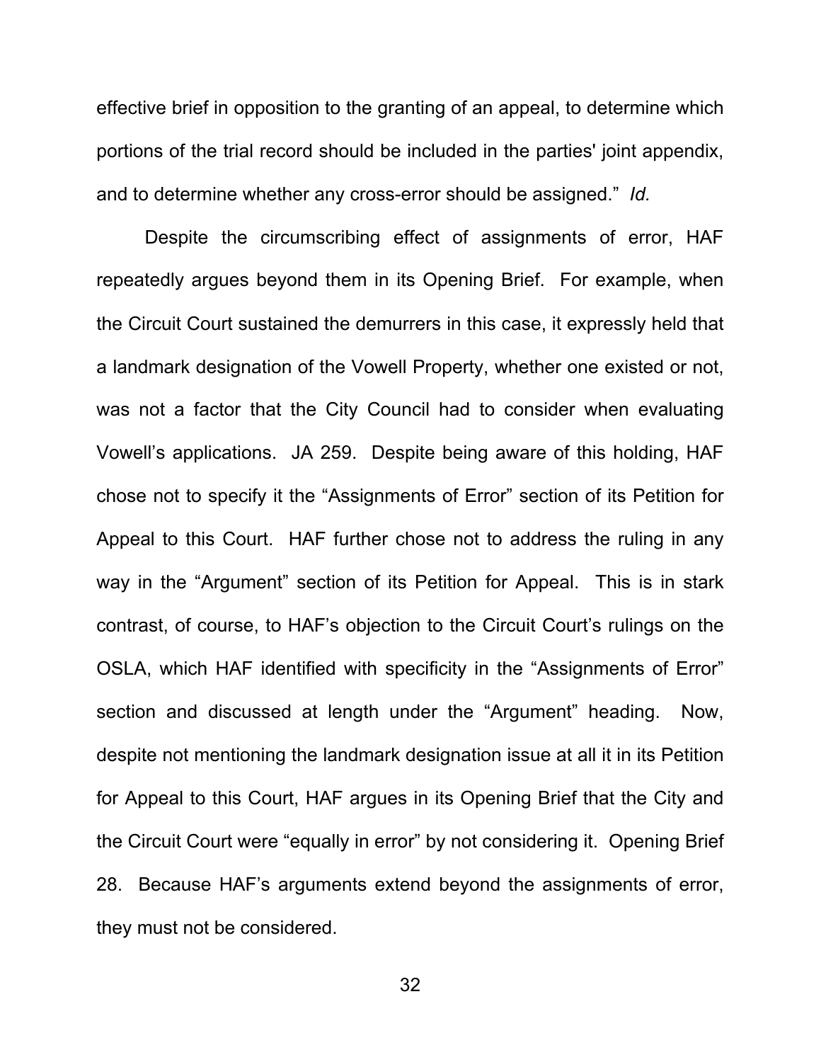effective brief in opposition to the granting of an appeal, to determine which portions of the trial record should be included in the parties' joint appendix, and to determine whether any cross-error should be assigned." *Id.*

Despite the circumscribing effect of assignments of error, HAF repeatedly argues beyond them in its Opening Brief. For example, when the Circuit Court sustained the demurrers in this case, it expressly held that a landmark designation of the Vowell Property, whether one existed or not, was not a factor that the City Council had to consider when evaluating Vowell's applications. JA 259. Despite being aware of this holding, HAF chose not to specify it the "Assignments of Error" section of its Petition for Appeal to this Court. HAF further chose not to address the ruling in any way in the "Argument" section of its Petition for Appeal. This is in stark contrast, of course, to HAF's objection to the Circuit Court's rulings on the OSLA, which HAF identified with specificity in the "Assignments of Error" section and discussed at length under the "Argument" heading. Now, despite not mentioning the landmark designation issue at all it in its Petition for Appeal to this Court, HAF argues in its Opening Brief that the City and the Circuit Court were "equally in error" by not considering it. Opening Brief 28. Because HAF's arguments extend beyond the assignments of error, they must not be considered.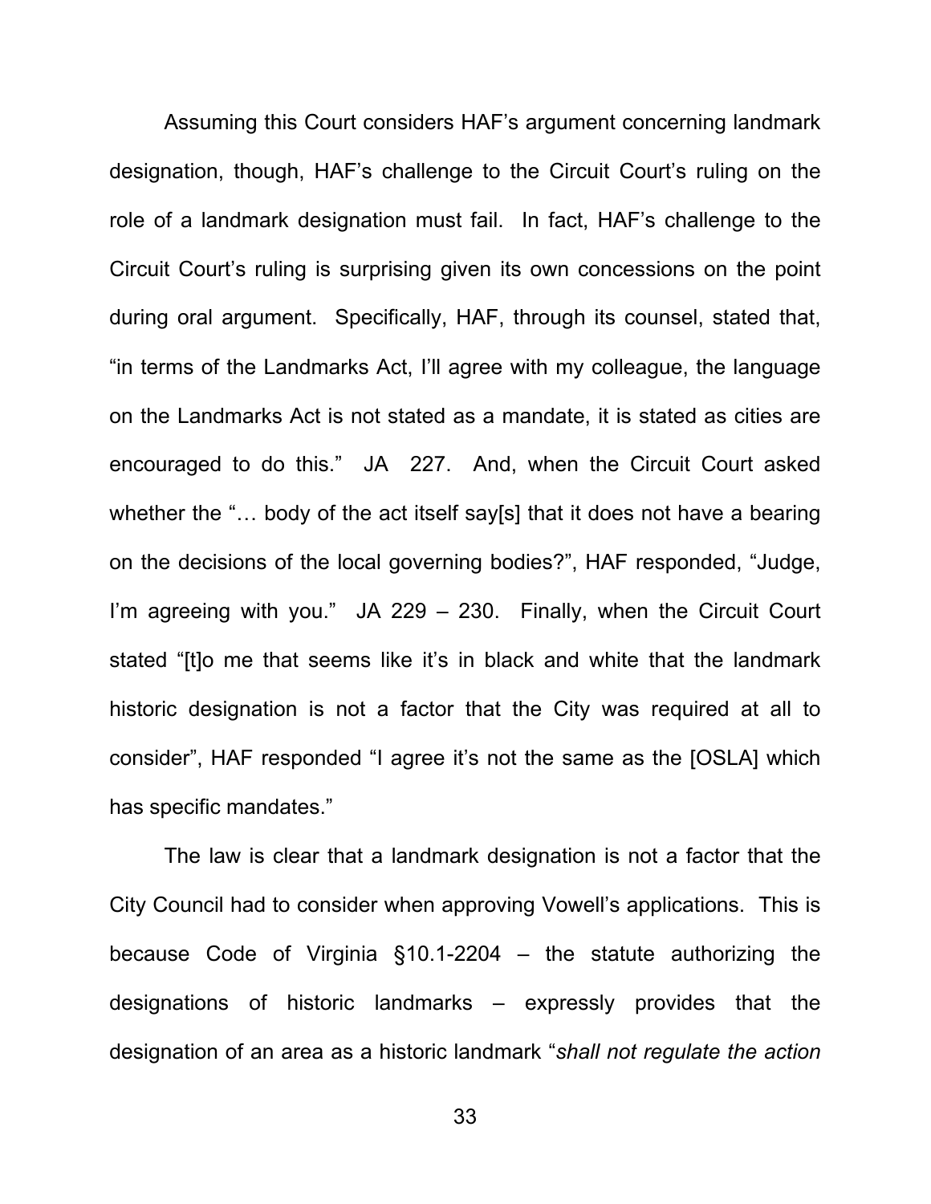Assuming this Court considers HAF's argument concerning landmark designation, though, HAF's challenge to the Circuit Court's ruling on the role of a landmark designation must fail. In fact, HAF's challenge to the Circuit Court's ruling is surprising given its own concessions on the point during oral argument. Specifically, HAF, through its counsel, stated that, "in terms of the Landmarks Act, I'll agree with my colleague, the language on the Landmarks Act is not stated as a mandate, it is stated as cities are encouraged to do this." JA 227. And, when the Circuit Court asked whether the "… body of the act itself say[s] that it does not have a bearing on the decisions of the local governing bodies?", HAF responded, "Judge, I'm agreeing with you." JA 229 – 230. Finally, when the Circuit Court stated "[t]o me that seems like it's in black and white that the landmark historic designation is not a factor that the City was required at all to consider", HAF responded "I agree it's not the same as the [OSLA] which has specific mandates."

The law is clear that a landmark designation is not a factor that the City Council had to consider when approving Vowell's applications. This is because Code of Virginia §10.1-2204 – the statute authorizing the designations of historic landmarks – expressly provides that the designation of an area as a historic landmark "*shall not regulate the action*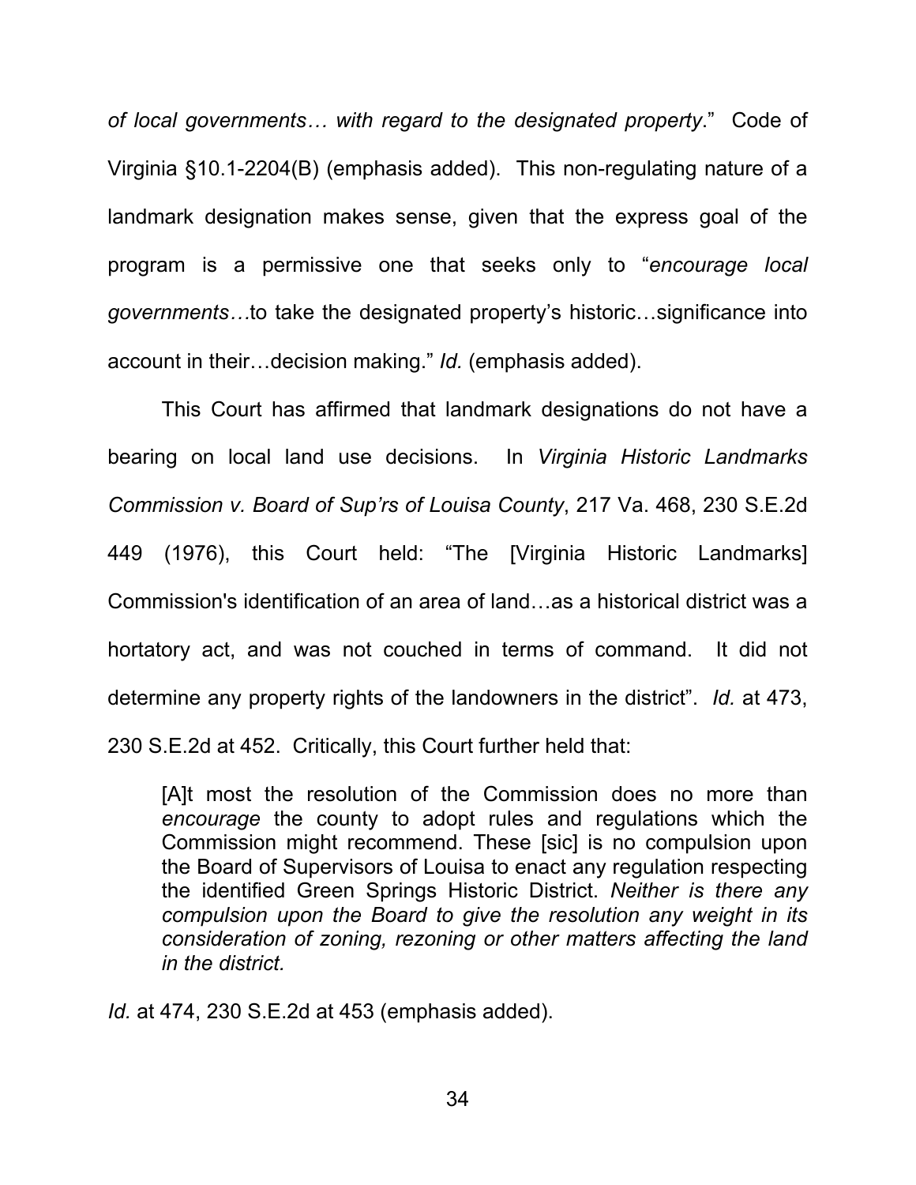*of local governments… with regard to the designated property*." Code of Virginia §10.1-2204(B) (emphasis added). This non-regulating nature of a landmark designation makes sense, given that the express goal of the program is a permissive one that seeks only to "*encourage local governments…*to take the designated property's historic…significance into account in their…decision making." *Id.* (emphasis added).

This Court has affirmed that landmark designations do not have a bearing on local land use decisions. In *Virginia Historic Landmarks Commission v. Board of Sup'rs of Louisa County*, 217 Va. 468, 230 S.E.2d 449 (1976), this Court held: "The [Virginia Historic Landmarks] Commission's identification of an area of land…as a historical district was a hortatory act, and was not couched in terms of command. It did not determine any property rights of the landowners in the district". *Id.* at 473, 230 S.E.2d at 452. Critically, this Court further held that:

> [A]t most the resolution of the Commission does no more than *encourage* the county to adopt rules and regulations which the Commission might recommend. These [sic] is no compulsion upon the Board of Supervisors of Louisa to enact any regulation respecting the identified Green Springs Historic District. *Neither is there any compulsion upon the Board to give the resolution any weight in its consideration of zoning, rezoning or other matters affecting the land in the district.*

*Id.* at 474, 230 S.E.2d at 453 (emphasis added).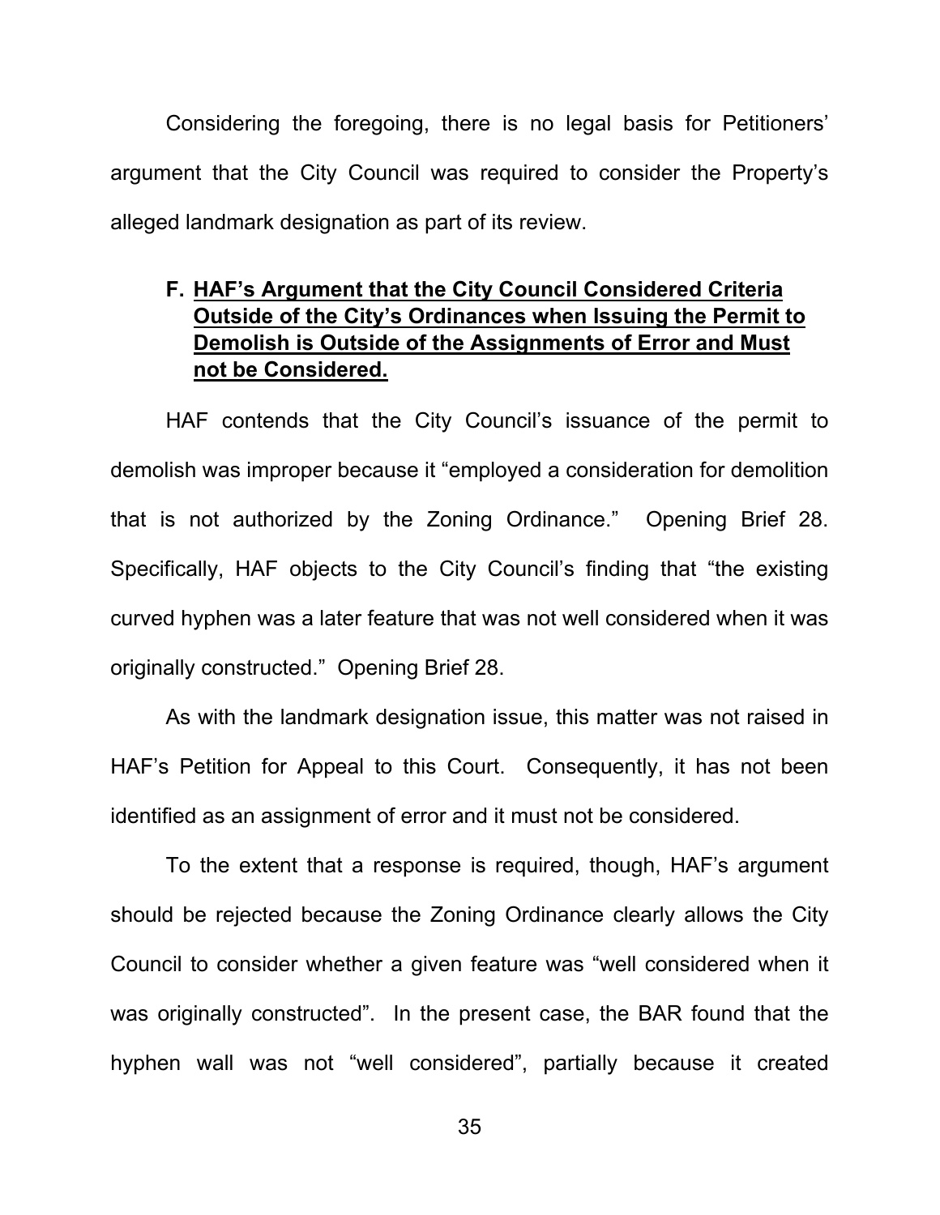Considering the foregoing, there is no legal basis for Petitioners' argument that the City Council was required to consider the Property's alleged landmark designation as part of its review.

### F. HAF's Argument that the City Council Considered Criteria Outside of the City's Ordinances when Issuing the Permit to Demolish is Outside of the Assignments of Error and Must not be Considered.

HAF contends that the City Council's issuance of the permit to demolish was improper because it "employed a consideration for demolition that is not authorized by the Zoning Ordinance." Opening Brief 28. Specifically, HAF objects to the City Council's finding that "the existing curved hyphen was a later feature that was not well considered when it was originally constructed." Opening Brief 28.

As with the landmark designation issue, this matter was not raised in HAF's Petition for Appeal to this Court. Consequently, it has not been identified as an assignment of error and it must not be considered.

To the extent that a response is required, though, HAF's argument should be rejected because the Zoning Ordinance clearly allows the City Council to consider whether a given feature was "well considered when it was originally constructed". In the present case, the BAR found that the hyphen wall was not "well considered", partially because it created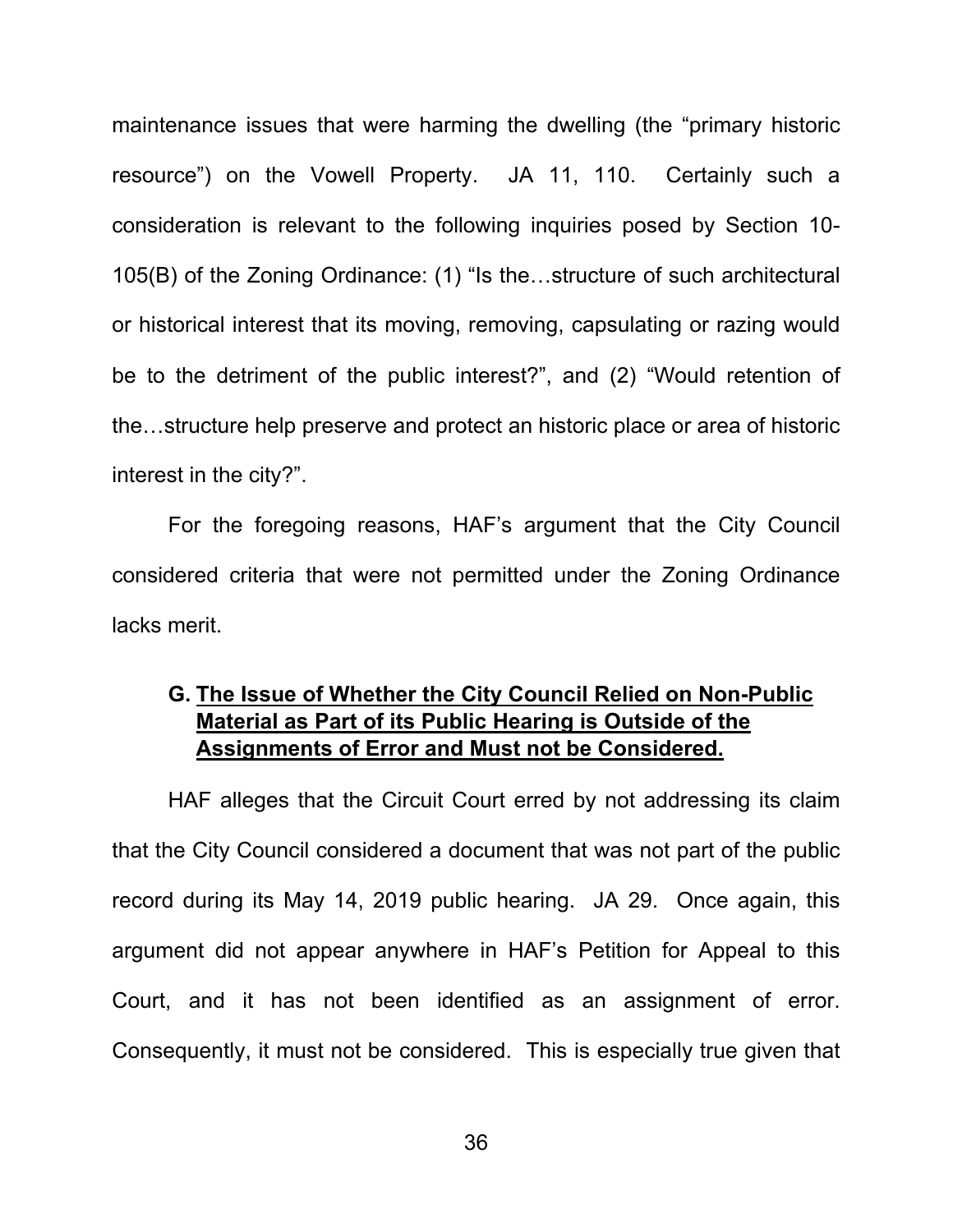maintenance issues that were harming the dwelling (the "primary historic resource") on the Vowell Property. JA 11, 110. Certainly such a consideration is relevant to the following inquiries posed by Section 10-105(B) of the Zoning Ordinance: (1) "Is the…structure of such architectural or historical interest that its moving, removing, capsulating or razing would be to the detriment of the public interest?", and (2) "Would retention of the…structure help preserve and protect an historic place or area of historic interest in the city?".

For the foregoing reasons, HAF's argument that the City Council considered criteria that were not permitted under the Zoning Ordinance lacks merit.

### G. <u>The Issue of Whether the City Council Relied on Non-Public Material as Part of its Public Hearing is Outside of the Assignments of Error and Must not be Considered.</u>

HAF alleges that the Circuit Court erred by not addressing its claim that the City Council considered a document that was not part of the public record during its May 14, 2019 public hearing. JA 29. Once again, this argument did not appear anywhere in HAF's Petition for Appeal to this Court, and it has not been identified as an assignment of error. Consequently, it must not be considered. This is especially true given that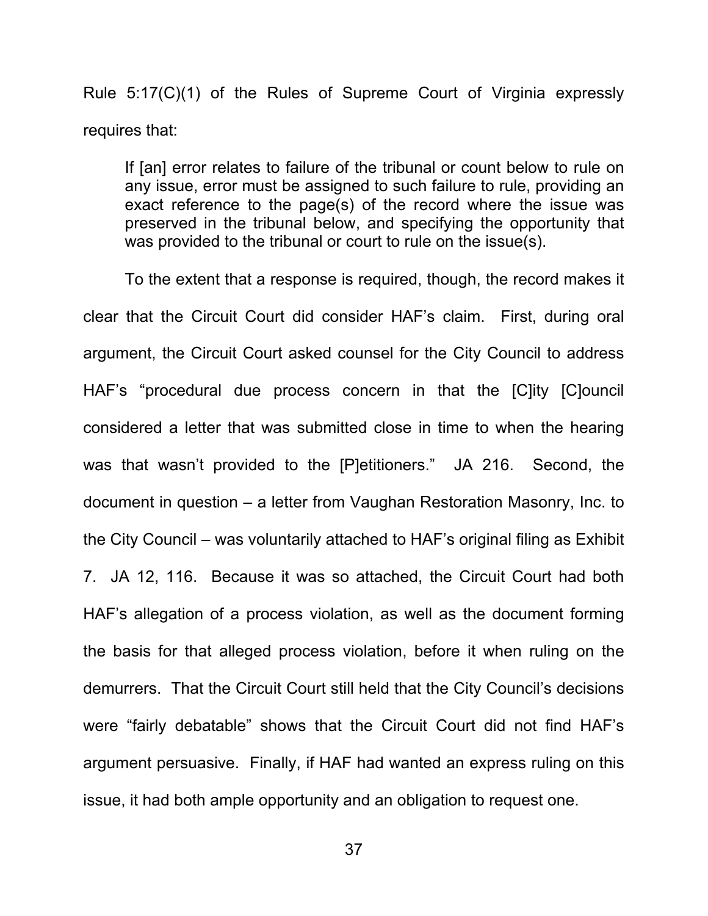Rule 5:17(C)(1) of the Rules of Supreme Court of Virginia expressly requires that:

> If [an] error relates to failure of the tribunal or count below to rule on any issue, error must be assigned to such failure to rule, providing an exact reference to the page(s) of the record where the issue was preserved in the tribunal below, and specifying the opportunity that was provided to the tribunal or court to rule on the issue(s).

To the extent that a response is required, though, the record makes it clear that the Circuit Court did consider HAF's claim. First, during oral argument, the Circuit Court asked counsel for the City Council to address HAF's "procedural due process concern in that the [C]ity [C]ouncil considered a letter that was submitted close in time to when the hearing was that wasn't provided to the [P]etitioners." JA 216. Second, the document in question – a letter from Vaughan Restoration Masonry, Inc. to the City Council – was voluntarily attached to HAF's original filing as Exhibit 7. JA 12, 116. Because it was so attached, the Circuit Court had both HAF's allegation of a process violation, as well as the document forming the basis for that alleged process violation, before it when ruling on the demurrers. That the Circuit Court still held that the City Council's decisions were "fairly debatable" shows that the Circuit Court did not find HAF's argument persuasive. Finally, if HAF had wanted an express ruling on this issue, it had both ample opportunity and an obligation to request one.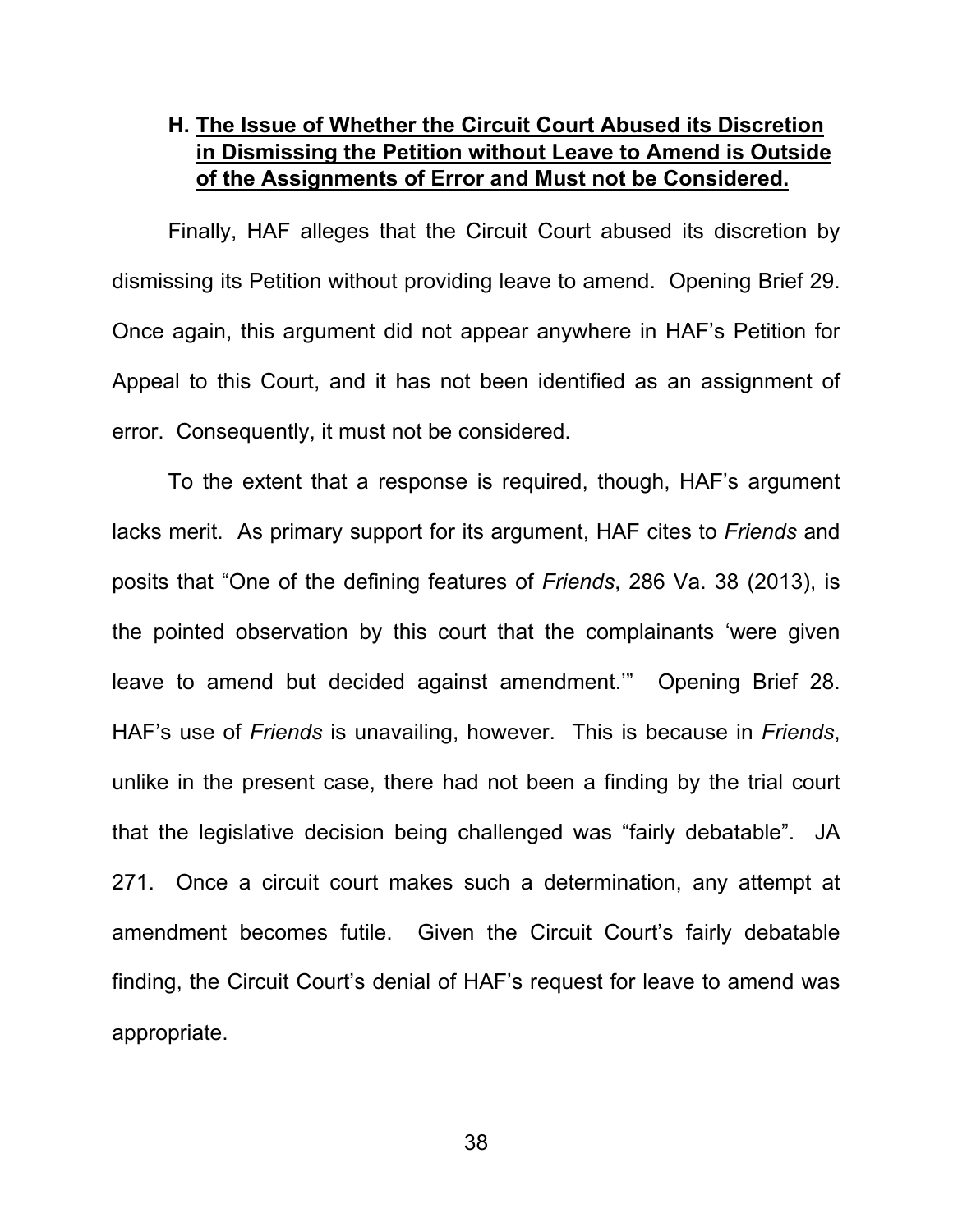### H. <u>The Issue of Whether the Circuit Court Abused its Discretion in Dismissing the Petition without Leave to Amend is Outside of the Assignments of Error and Must not be Considered.</u>

Finally, HAF alleges that the Circuit Court abused its discretion by dismissing its Petition without providing leave to amend. Opening Brief 29. Once again, this argument did not appear anywhere in HAF's Petition for Appeal to this Court, and it has not been identified as an assignment of error. Consequently, it must not be considered.

To the extent that a response is required, though, HAF's argument lacks merit. As primary support for its argument, HAF cites to *Friends* and posits that "One of the defining features of *Friends*, 286 Va. 38 (2013), is the pointed observation by this court that the complainants 'were given leave to amend but decided against amendment.'" Opening Brief 28. HAF's use of *Friends* is unavailing, however. This is because in *Friends*, unlike in the present case, there had not been a finding by the trial court that the legislative decision being challenged was "fairly debatable". JA 271. Once a circuit court makes such a determination, any attempt at amendment becomes futile. Given the Circuit Court's fairly debatable finding, the Circuit Court's denial of HAF's request for leave to amend was appropriate.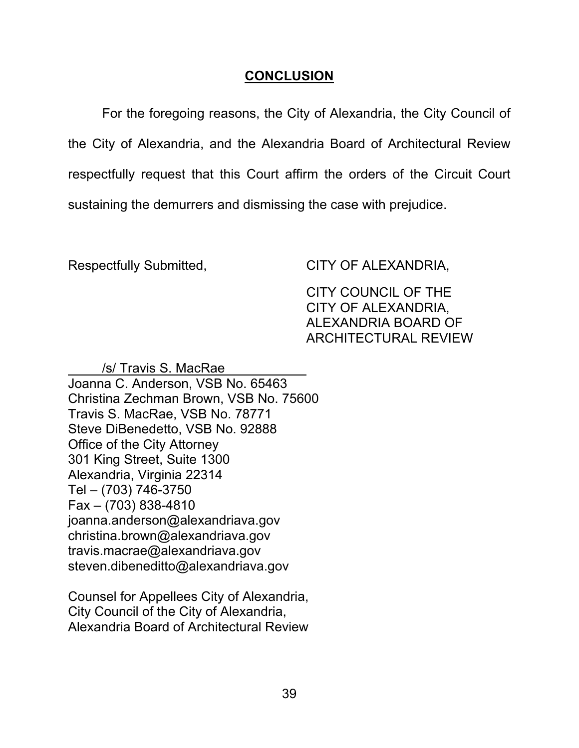## CONCLUSION

For the foregoing reasons, the City of Alexandria, the City Council of the City of Alexandria, and the Alexandria Board of Architectural Review respectfully request that this Court affirm the orders of the Circuit Court sustaining the demurrers and dismissing the case with prejudice.

Respectfully Submitted,

CITY OF ALEXANDRIA,

CITY COUNCIL OF THE CITY OF ALEXANDRIA,
ALEXANDRIA BOARD OF ARCHITECTURAL REVIEW

/s/ Travis S. MacRae

Joanna C. Anderson, VSB No. 65463
Christina Zechman Brown, VSB No. 75600
Travis S. MacRae, VSB No. 78771
Steve DiBenedetto, VSB No. 92888
Office of the City Attorney
301 King Street, Suite 1300
Alexandria, Virginia 22314
Tel – (703) 746-3750
Fax – (703) 838-4810
joanna.anderson@alexandriava.gov
christina.brown@alexandriava.gov
travis.macrae@alexandriava.gov
steven.dibeneditto@alexandriava.gov

Counsel for Appellees City of Alexandria, City Council of the City of Alexandria, Alexandria Board of Architectural Review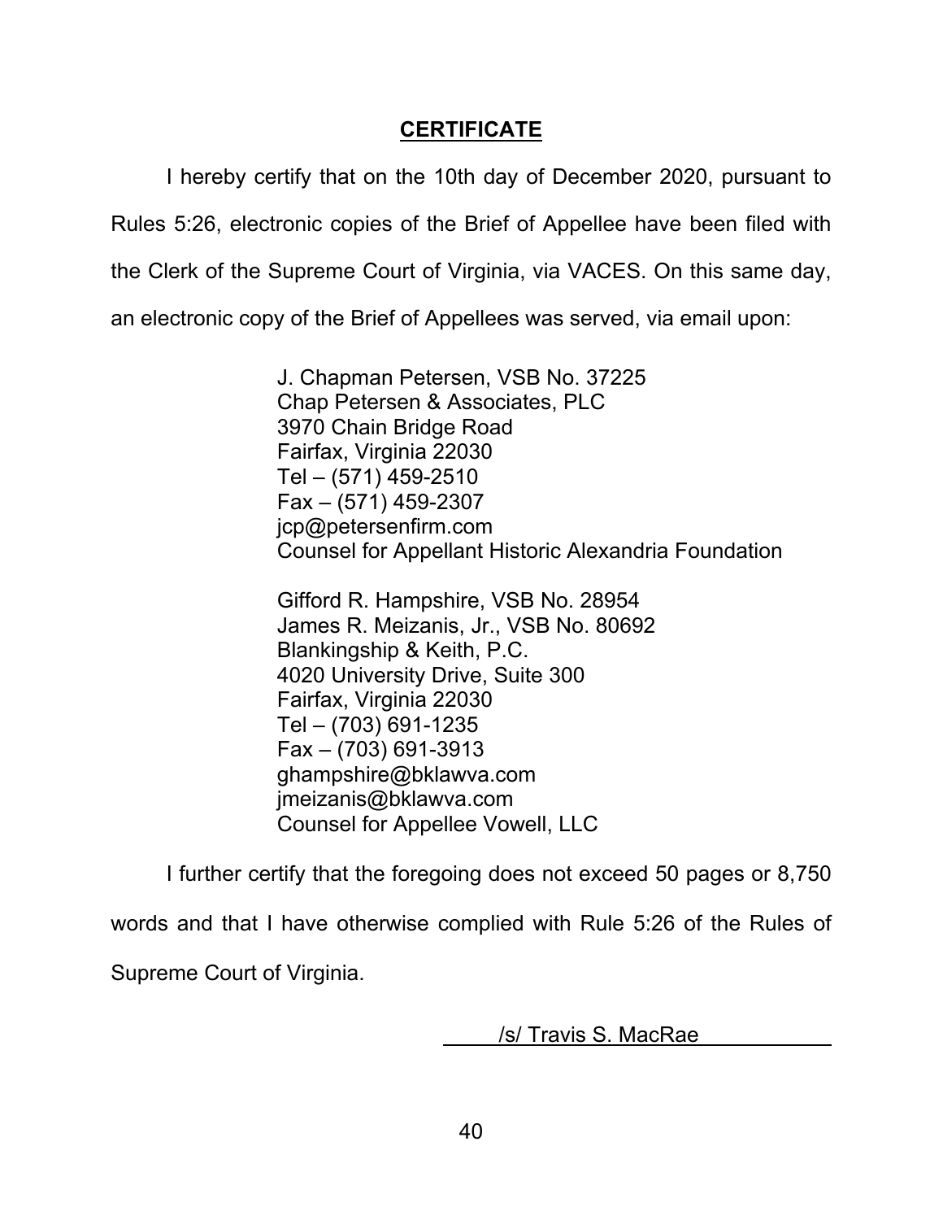## CERTIFICATE

I hereby certify that on the 10th day of December 2020, pursuant to Rules 5:26, electronic copies of the Brief of Appellee have been filed with the Clerk of the Supreme Court of Virginia, via VACES. On this same day, an electronic copy of the Brief of Appellees was served, via email upon:

J. Chapman Petersen, VSB No. 37225
Chap Petersen & Associates, PLC
3970 Chain Bridge Road
Fairfax, Virginia 22030
Tel – (571) 459-2510
Fax – (571) 459-2307
jcp@petersenfirm.com
Counsel for Appellant Historic Alexandria Foundation

Gifford R. Hampshire, VSB No. 28954
James R. Meizanis, Jr., VSB No. 80692
Blankingship & Keith, P.C.
4020 University Drive, Suite 300
Fairfax, Virginia 22030
Tel – (703) 691-1235
Fax – (703) 691-3913
ghampshire@bklawva.com
jmeizanis@bklawva.com
Counsel for Appellee Vowell, LLC

I further certify that the foregoing does not exceed 50 pages or 8,750 words and that I have otherwise complied with Rule 5:26 of the Rules of Supreme Court of Virginia.

/s/ Travis S. MacRae